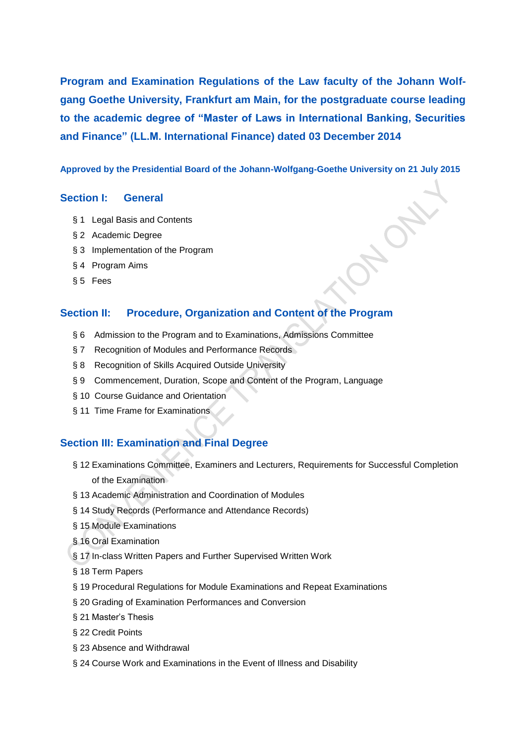# Program and Examination Regulations of the Law faculty of the Johann Wolfgang Goethe University, Frankfurt am Main, for the postgraduate course leading to the academic degree of "Master of Laws in International Banking, Securities and Finance" (LL.M. International Finance) dated 03 December 2014

**Approved by the Presidential Board of the Johann-Wolfgang-Goethe University on 21 July 2015**

## Section I: General

- § 1 Legal Basis and Contents
- § 2 Academic Degree
- § 3 Implementation of the Program
- § 4 Program Aims
- § 5 Fees

## Section II: Procedure, Organization and Content of the Program

- § 6 Admission to the Program and to Examinations, Admissions Committee
- § 7 Recognition of Modules and Performance Records
- § 8 Recognition of Skills Acquired Outside University
- § 9 Commencement, Duration, Scope and Content of the Program, Language
- § 10 Course Guidance and Orientation
- § 11 Time Frame for Examinations

## Section III: Examination and Final Degree

- § 12 Examinations Committee, Examiners and Lecturers, Requirements for Successful Completion of the Examination
- § 13 Academic Administration and Coordination of Modules
- § 14 Study Records (Performance and Attendance Records)
- § 15 Module Examinations
- § 16 Oral Examination
- § 17 In-class Written Papers and Further Supervised Written Work
- § 18 Term Papers
- § 19 Procedural Regulations for Module Examinations and Repeat Examinations
- § 20 Grading of Examination Performances and Conversion
- § 21 Master's Thesis
- § 22 Credit Points
- § 23 Absence and Withdrawal
- § 24 Course Work and Examinations in the Event of Illness and Disability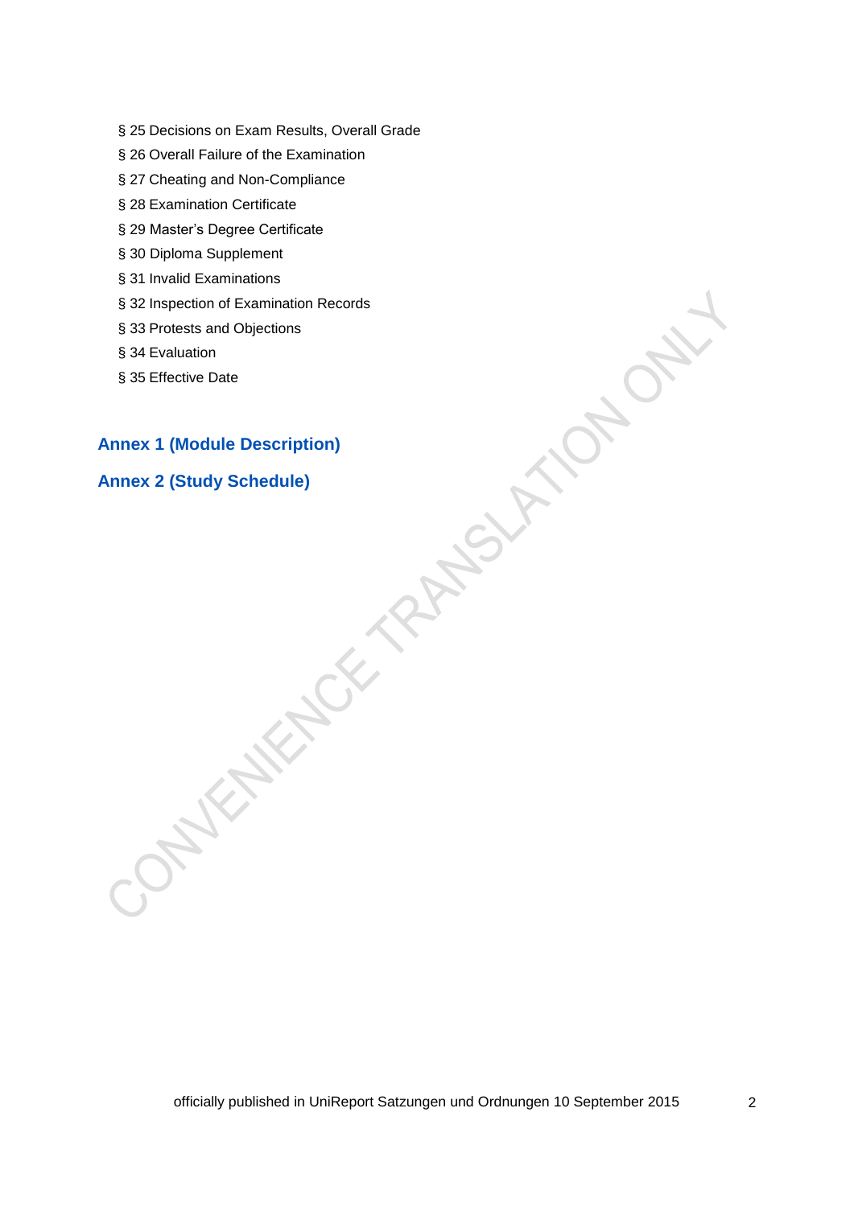§ 25 Decisions on Exam Results, Overall Grade

§ 26 Overall Failure of the Examination

§ 27 Cheating and Non-Compliance

§ 28 Examination Certificate

§ 29 Master's Degree Certificate

§ 30 Diploma Supplement

§ 31 Invalid Examinations

§ 32 Inspection of Examination Records

§ 33 Protests and Objections

§ 34 Evaluation

§ 35 Effective Date

**Annex 1 (Module Description)**

**Annex 2 (Study Schedule)**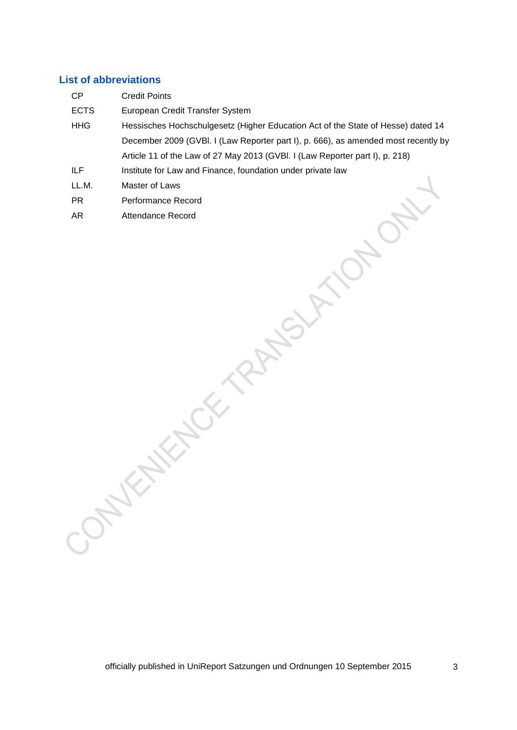## List of abbreviations

| | |
|---|---|
| CP | Credit Points |
| ECTS | European Credit Transfer System |
| HHG | Hessisches Hochschulgesetz (Higher Education Act of the State of Hesse) dated 14 December 2009 (GVBl. I (Law Reporter part I), p. 666), as amended most recently by Article 11 of the Law of 27 May 2013 (GVBl. I (Law Reporter part I), p. 218) |
| ILF | Institute for Law and Finance, foundation under private law |
| LL.M. | Master of Laws |
| PR | Performance Record |
| AR | Attendance Record |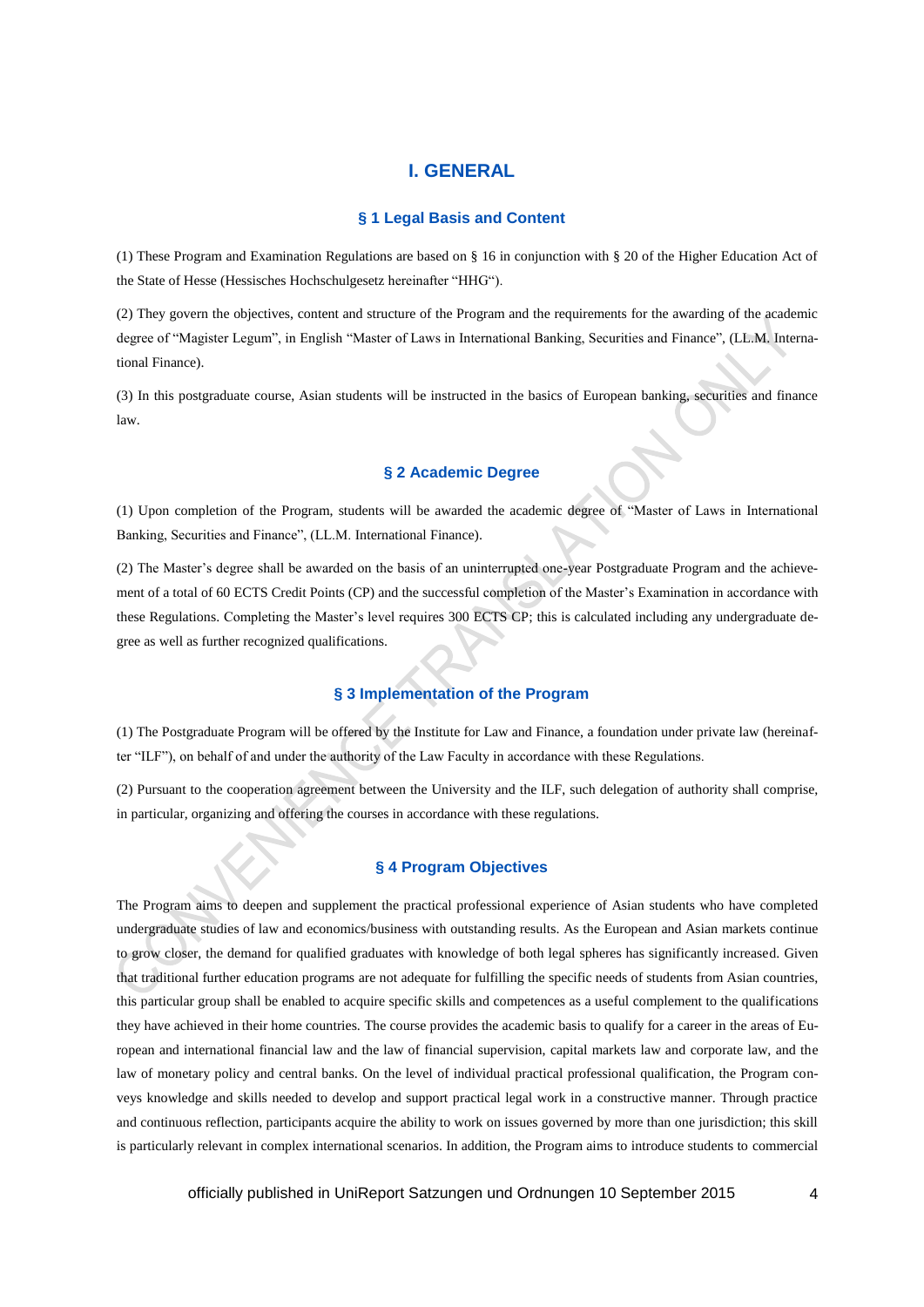# I. GENERAL

## § 1 Legal Basis and Content

(1) These Program and Examination Regulations are based on § 16 in conjunction with § 20 of the Higher Education Act of the State of Hesse (Hessisches Hochschulgesetz hereinafter "HHG").

(2) They govern the objectives, content and structure of the Program and the requirements for the awarding of the academic degree of "Magister Legum", in English "Master of Laws in International Banking, Securities and Finance", (LL.M. International Finance).

(3) In this postgraduate course, Asian students will be instructed in the basics of European banking, securities and finance law.

## § 2 Academic Degree

(1) Upon completion of the Program, students will be awarded the academic degree of "Master of Laws in International Banking, Securities and Finance", (LL.M. International Finance).

(2) The Master's degree shall be awarded on the basis of an uninterrupted one-year Postgraduate Program and the achievement of a total of 60 ECTS Credit Points (CP) and the successful completion of the Master's Examination in accordance with these Regulations. Completing the Master's level requires 300 ECTS CP; this is calculated including any undergraduate degree as well as further recognized qualifications.

## § 3 Implementation of the Program

(1) The Postgraduate Program will be offered by the Institute for Law and Finance, a foundation under private law (hereinafter "ILF"), on behalf of and under the authority of the Law Faculty in accordance with these Regulations.

(2) Pursuant to the cooperation agreement between the University and the ILF, such delegation of authority shall comprise, in particular, organizing and offering the courses in accordance with these regulations.

## § 4 Program Objectives

The Program aims to deepen and supplement the practical professional experience of Asian students who have completed undergraduate studies of law and economics/business with outstanding results. As the European and Asian markets continue to grow closer, the demand for qualified graduates with knowledge of both legal spheres has significantly increased. Given that traditional further education programs are not adequate for fulfilling the specific needs of students from Asian countries, this particular group shall be enabled to acquire specific skills and competences as a useful complement to the qualifications they have achieved in their home countries. The course provides the academic basis to qualify for a career in the areas of European and international financial law and the law of financial supervision, capital markets law and corporate law, and the law of monetary policy and central banks. On the level of individual practical professional qualification, the Program conveys knowledge and skills needed to develop and support practical legal work in a constructive manner. Through practice and continuous reflection, participants acquire the ability to work on issues governed by more than one jurisdiction; this skill is particularly relevant in complex international scenarios. In addition, the Program aims to introduce students to commercial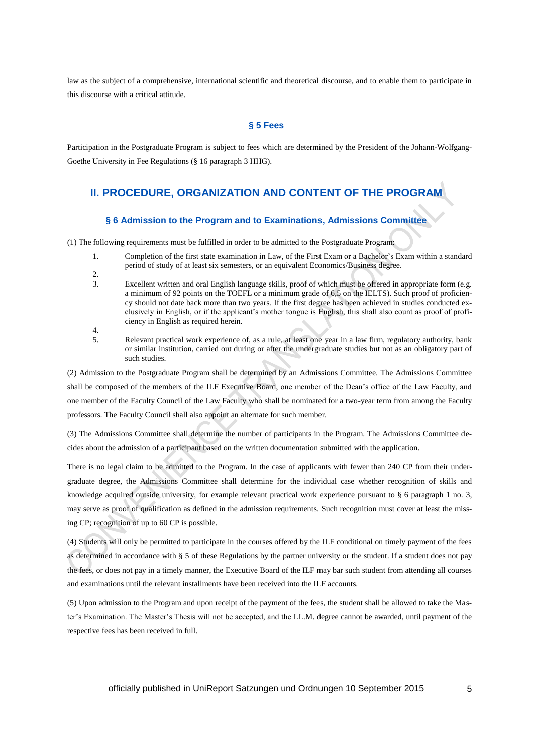law as the subject of a comprehensive, international scientific and theoretical discourse, and to enable them to participate in this discourse with a critical attitude.

### § 5 Fees

Participation in the Postgraduate Program is subject to fees which are determined by the President of the Johann-Wolfgang-Goethe University in Fee Regulations (§ 16 paragraph 3 HHG).

## II. PROCEDURE, ORGANIZATION AND CONTENT OF THE PROGRAM

### § 6 Admission to the Program and to Examinations, Admissions Committee

(1) The following requirements must be fulfilled in order to be admitted to the Postgraduate Program:

1. Completion of the first state examination in Law, of the First Exam or a Bachelor's Exam within a standard period of study of at least six semesters, or an equivalent Economics/Business degree.
2. 
3. Excellent written and oral English language skills, proof of which must be offered in appropriate form (e.g. a minimum of 92 points on the TOEFL or a minimum grade of 6,5 on the IELTS). Such proof of proficiency should not date back more than two years. If the first degree has been achieved in studies conducted exclusively in English, or if the applicant's mother tongue is English, this shall also count as proof of proficiency in English as required herein.
4. 
5. Relevant practical work experience of, as a rule, at least one year in a law firm, regulatory authority, bank or similar institution, carried out during or after the undergraduate studies but not as an obligatory part of such studies.

(2) Admission to the Postgraduate Program shall be determined by an Admissions Committee. The Admissions Committee shall be composed of the members of the ILF Executive Board, one member of the Dean's office of the Law Faculty, and one member of the Faculty Council of the Law Faculty who shall be nominated for a two-year term from among the Faculty professors. The Faculty Council shall also appoint an alternate for such member.

(3) The Admissions Committee shall determine the number of participants in the Program. The Admissions Committee decides about the admission of a participant based on the written documentation submitted with the application.

There is no legal claim to be admitted to the Program. In the case of applicants with fewer than 240 CP from their undergraduate degree, the Admissions Committee shall determine for the individual case whether recognition of skills and knowledge acquired outside university, for example relevant practical work experience pursuant to § 6 paragraph 1 no. 3, may serve as proof of qualification as defined in the admission requirements. Such recognition must cover at least the missing CP; recognition of up to 60 CP is possible.

(4) Students will only be permitted to participate in the courses offered by the ILF conditional on timely payment of the fees as determined in accordance with § 5 of these Regulations by the partner university or the student. If a student does not pay the fees, or does not pay in a timely manner, the Executive Board of the ILF may bar such student from attending all courses and examinations until the relevant installments have been received into the ILF accounts.

(5) Upon admission to the Program and upon receipt of the payment of the fees, the student shall be allowed to take the Master's Examination. The Master's Thesis will not be accepted, and the LL.M. degree cannot be awarded, until payment of the respective fees has been received in full.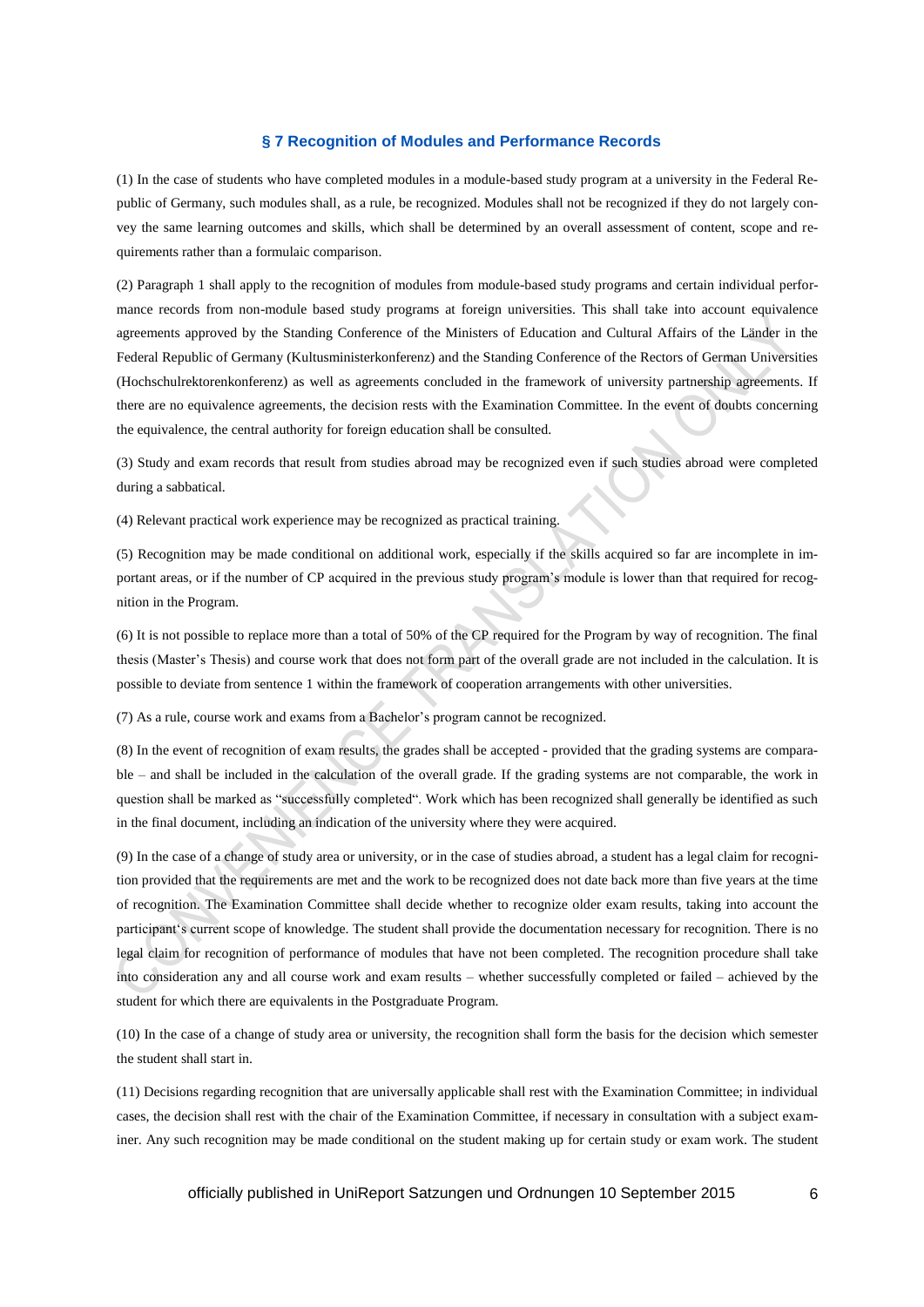## § 7 Recognition of Modules and Performance Records

(1) In the case of students who have completed modules in a module-based study program at a university in the Federal Republic of Germany, such modules shall, as a rule, be recognized. Modules shall not be recognized if they do not largely convey the same learning outcomes and skills, which shall be determined by an overall assessment of content, scope and requirements rather than a formulaic comparison.

(2) Paragraph 1 shall apply to the recognition of modules from module-based study programs and certain individual performance records from non-module based study programs at foreign universities. This shall take into account equivalence agreements approved by the Standing Conference of the Ministers of Education and Cultural Affairs of the Länder in the Federal Republic of Germany (Kultusministerkonferenz) and the Standing Conference of the Rectors of German Universities (Hochschulrektorenkonferenz) as well as agreements concluded in the framework of university partnership agreements. If there are no equivalence agreements, the decision rests with the Examination Committee. In the event of doubts concerning the equivalence, the central authority for foreign education shall be consulted.

(3) Study and exam records that result from studies abroad may be recognized even if such studies abroad were completed during a sabbatical.

(4) Relevant practical work experience may be recognized as practical training.

(5) Recognition may be made conditional on additional work, especially if the skills acquired so far are incomplete in important areas, or if the number of CP acquired in the previous study program's module is lower than that required for recognition in the Program.

(6) It is not possible to replace more than a total of 50% of the CP required for the Program by way of recognition. The final thesis (Master's Thesis) and course work that does not form part of the overall grade are not included in the calculation. It is possible to deviate from sentence 1 within the framework of cooperation arrangements with other universities.

(7) As a rule, course work and exams from a Bachelor's program cannot be recognized.

(8) In the event of recognition of exam results, the grades shall be accepted - provided that the grading systems are comparable – and shall be included in the calculation of the overall grade. If the grading systems are not comparable, the work in question shall be marked as "successfully completed". Work which has been recognized shall generally be identified as such in the final document, including an indication of the university where they were acquired.

(9) In the case of a change of study area or university, or in the case of studies abroad, a student has a legal claim for recognition provided that the requirements are met and the work to be recognized does not date back more than five years at the time of recognition. The Examination Committee shall decide whether to recognize older exam results, taking into account the participant's current scope of knowledge. The student shall provide the documentation necessary for recognition. There is no legal claim for recognition of performance of modules that have not been completed. The recognition procedure shall take into consideration any and all course work and exam results – whether successfully completed or failed – achieved by the student for which there are equivalents in the Postgraduate Program.

(10) In the case of a change of study area or university, the recognition shall form the basis for the decision which semester the student shall start in.

(11) Decisions regarding recognition that are universally applicable shall rest with the Examination Committee; in individual cases, the decision shall rest with the chair of the Examination Committee, if necessary in consultation with a subject examiner. Any such recognition may be made conditional on the student making up for certain study or exam work. The student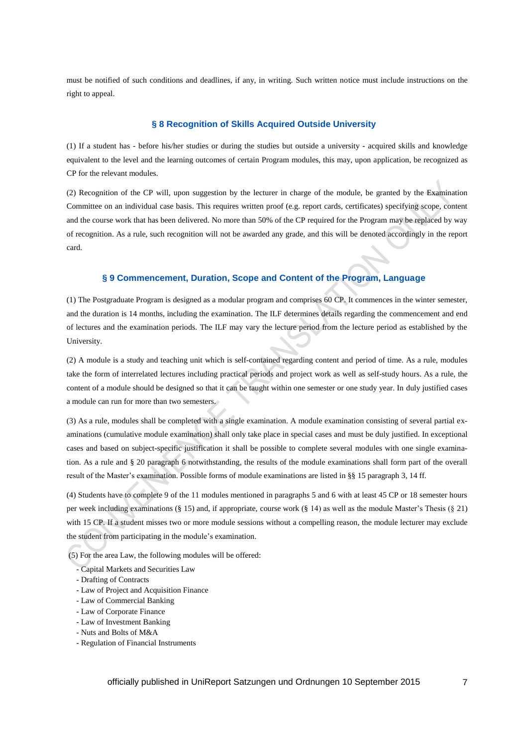must be notified of such conditions and deadlines, if any, in writing. Such written notice must include instructions on the right to appeal.

## § 8 Recognition of Skills Acquired Outside University

(1) If a student has - before his/her studies or during the studies but outside a university - acquired skills and knowledge equivalent to the level and the learning outcomes of certain Program modules, this may, upon application, be recognized as CP for the relevant modules.

(2) Recognition of the CP will, upon suggestion by the lecturer in charge of the module, be granted by the Examination Committee on an individual case basis. This requires written proof (e.g. report cards, certificates) specifying scope, content and the course work that has been delivered. No more than 50% of the CP required for the Program may be replaced by way of recognition. As a rule, such recognition will not be awarded any grade, and this will be denoted accordingly in the report card.

## § 9 Commencement, Duration, Scope and Content of the Program, Language

(1) The Postgraduate Program is designed as a modular program and comprises 60 CP. It commences in the winter semester, and the duration is 14 months, including the examination. The ILF determines details regarding the commencement and end of lectures and the examination periods. The ILF may vary the lecture period from the lecture period as established by the University.

(2) A module is a study and teaching unit which is self-contained regarding content and period of time. As a rule, modules take the form of interrelated lectures including practical periods and project work as well as self-study hours. As a rule, the content of a module should be designed so that it can be taught within one semester or one study year. In duly justified cases a module can run for more than two semesters.

(3) As a rule, modules shall be completed with a single examination. A module examination consisting of several partial examinations (cumulative module examination) shall only take place in special cases and must be duly justified. In exceptional cases and based on subject-specific justification it shall be possible to complete several modules with one single examination. As a rule and § 20 paragraph 6 notwithstanding, the results of the module examinations shall form part of the overall result of the Master's examination. Possible forms of module examinations are listed in §§ 15 paragraph 3, 14 ff.

(4) Students have to complete 9 of the 11 modules mentioned in paragraphs 5 and 6 with at least 45 CP or 18 semester hours per week including examinations (§ 15) and, if appropriate, course work (§ 14) as well as the module Master's Thesis (§ 21) with 15 CP. If a student misses two or more module sessions without a compelling reason, the module lecturer may exclude the student from participating in the module's examination.

(5) For the area Law, the following modules will be offered:

- Capital Markets and Securities Law
- Drafting of Contracts
- Law of Project and Acquisition Finance
- Law of Commercial Banking
- Law of Corporate Finance
- Law of Investment Banking
- Nuts and Bolts of M&A
- Regulation of Financial Instruments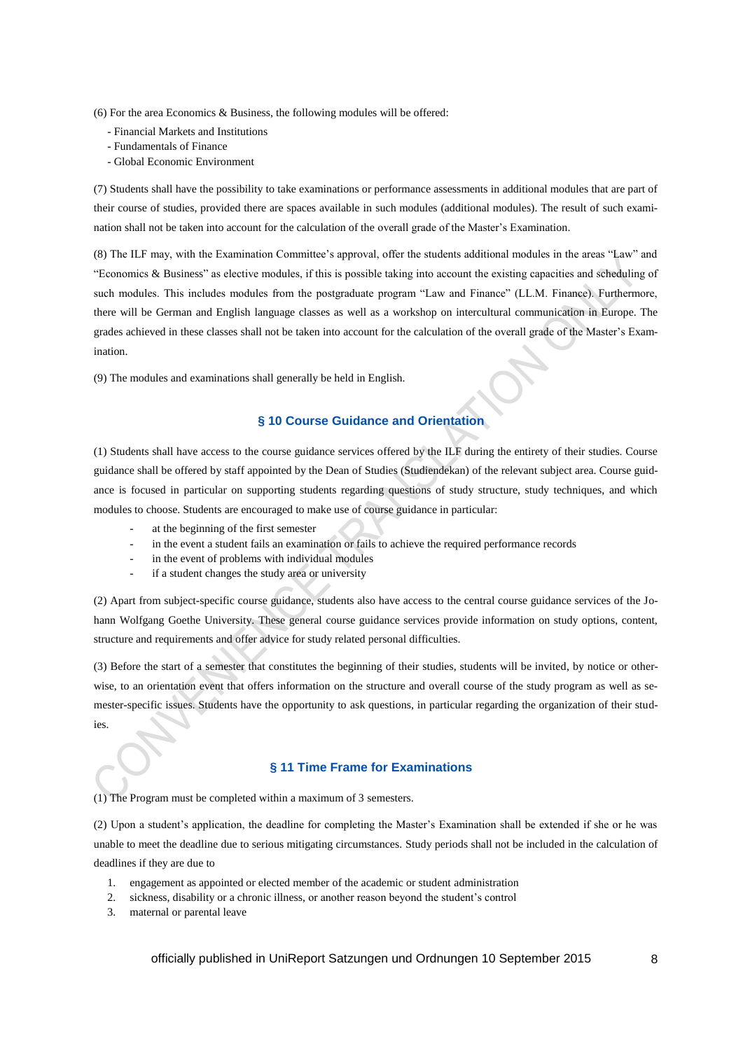(6) For the area Economics & Business, the following modules will be offered:

- Financial Markets and Institutions
- Fundamentals of Finance
- Global Economic Environment

(7) Students shall have the possibility to take examinations or performance assessments in additional modules that are part of their course of studies, provided there are spaces available in such modules (additional modules). The result of such examination shall not be taken into account for the calculation of the overall grade of the Master's Examination.

(8) The ILF may, with the Examination Committee's approval, offer the students additional modules in the areas "Law" and "Economics & Business" as elective modules, if this is possible taking into account the existing capacities and scheduling of such modules. This includes modules from the postgraduate program "Law and Finance" (LL.M. Finance). Furthermore, there will be German and English language classes as well as a workshop on intercultural communication in Europe. The grades achieved in these classes shall not be taken into account for the calculation of the overall grade of the Master's Examination.

(9) The modules and examinations shall generally be held in English.

## § 10 Course Guidance and Orientation

(1) Students shall have access to the course guidance services offered by the ILF during the entirety of their studies. Course guidance shall be offered by staff appointed by the Dean of Studies (Studiendekan) of the relevant subject area. Course guidance is focused in particular on supporting students regarding questions of study structure, study techniques, and which modules to choose. Students are encouraged to make use of course guidance in particular:

- at the beginning of the first semester
- in the event a student fails an examination or fails to achieve the required performance records
- in the event of problems with individual modules
- if a student changes the study area or university

(2) Apart from subject-specific course guidance, students also have access to the central course guidance services of the Johann Wolfgang Goethe University. These general course guidance services provide information on study options, content, structure and requirements and offer advice for study related personal difficulties.

(3) Before the start of a semester that constitutes the beginning of their studies, students will be invited, by notice or otherwise, to an orientation event that offers information on the structure and overall course of the study program as well as semester-specific issues. Students have the opportunity to ask questions, in particular regarding the organization of their studies.

## § 11 Time Frame for Examinations

(1) The Program must be completed within a maximum of 3 semesters.

(2) Upon a student's application, the deadline for completing the Master's Examination shall be extended if she or he was unable to meet the deadline due to serious mitigating circumstances. Study periods shall not be included in the calculation of deadlines if they are due to

1. engagement as appointed or elected member of the academic or student administration
2. sickness, disability or a chronic illness, or another reason beyond the student's control
3. maternal or parental leave

officially published in UniReport Satzungen und Ordnungen 10 September 2015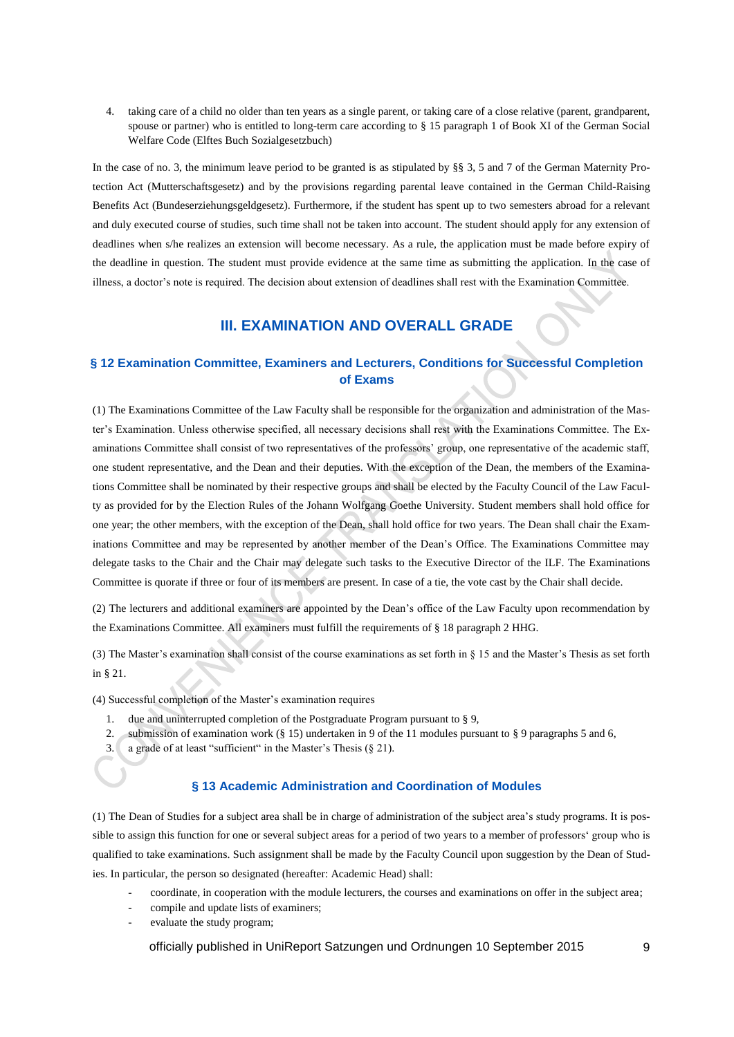4. taking care of a child no older than ten years as a single parent, or taking care of a close relative (parent, grandparent, spouse or partner) who is entitled to long-term care according to § 15 paragraph 1 of Book XI of the German Social Welfare Code (Elftes Buch Sozialgesetzbuch)

In the case of no. 3, the minimum leave period to be granted is as stipulated by §§ 3, 5 and 7 of the German Maternity Protection Act (Mutterschaftsgesetz) and by the provisions regarding parental leave contained in the German Child-Raising Benefits Act (Bundeserziehungsgeldgesetz). Furthermore, if the student has spent up to two semesters abroad for a relevant and duly executed course of studies, such time shall not be taken into account. The student should apply for any extension of deadlines when s/he realizes an extension will become necessary. As a rule, the application must be made before expiry of the deadline in question. The student must provide evidence at the same time as submitting the application. In the case of illness, a doctor's note is required. The decision about extension of deadlines shall rest with the Examination Committee.

## III. EXAMINATION AND OVERALL GRADE

### § 12 Examination Committee, Examiners and Lecturers, Conditions for Successful Completion of Exams

(1) The Examinations Committee of the Law Faculty shall be responsible for the organization and administration of the Master's Examination. Unless otherwise specified, all necessary decisions shall rest with the Examinations Committee. The Examinations Committee shall consist of two representatives of the professors' group, one representative of the academic staff, one student representative, and the Dean and their deputies. With the exception of the Dean, the members of the Examinations Committee shall be nominated by their respective groups and shall be elected by the Faculty Council of the Law Faculty as provided for by the Election Rules of the Johann Wolfgang Goethe University. Student members shall hold office for one year; the other members, with the exception of the Dean, shall hold office for two years. The Dean shall chair the Examinations Committee and may be represented by another member of the Dean's Office. The Examinations Committee may delegate tasks to the Chair and the Chair may delegate such tasks to the Executive Director of the ILF. The Examinations Committee is quorate if three or four of its members are present. In case of a tie, the vote cast by the Chair shall decide.

(2) The lecturers and additional examiners are appointed by the Dean's office of the Law Faculty upon recommendation by the Examinations Committee. All examiners must fulfill the requirements of § 18 paragraph 2 HHG.

(3) The Master's examination shall consist of the course examinations as set forth in § 15 and the Master's Thesis as set forth in § 21.

(4) Successful completion of the Master's examination requires

1. due and uninterrupted completion of the Postgraduate Program pursuant to § 9,
2. submission of examination work (§ 15) undertaken in 9 of the 11 modules pursuant to § 9 paragraphs 5 and 6,
3. a grade of at least "sufficient" in the Master's Thesis (§ 21).

### § 13 Academic Administration and Coordination of Modules

(1) The Dean of Studies for a subject area shall be in charge of administration of the subject area's study programs. It is possible to assign this function for one or several subject areas for a period of two years to a member of professors' group who is qualified to take examinations. Such assignment shall be made by the Faculty Council upon suggestion by the Dean of Studies. In particular, the person so designated (hereafter: Academic Head) shall:

- coordinate, in cooperation with the module lecturers, the courses and examinations on offer in the subject area;
- compile and update lists of examiners;
- evaluate the study program;

officially published in UniReport Satzungen und Ordnungen 10 September 2015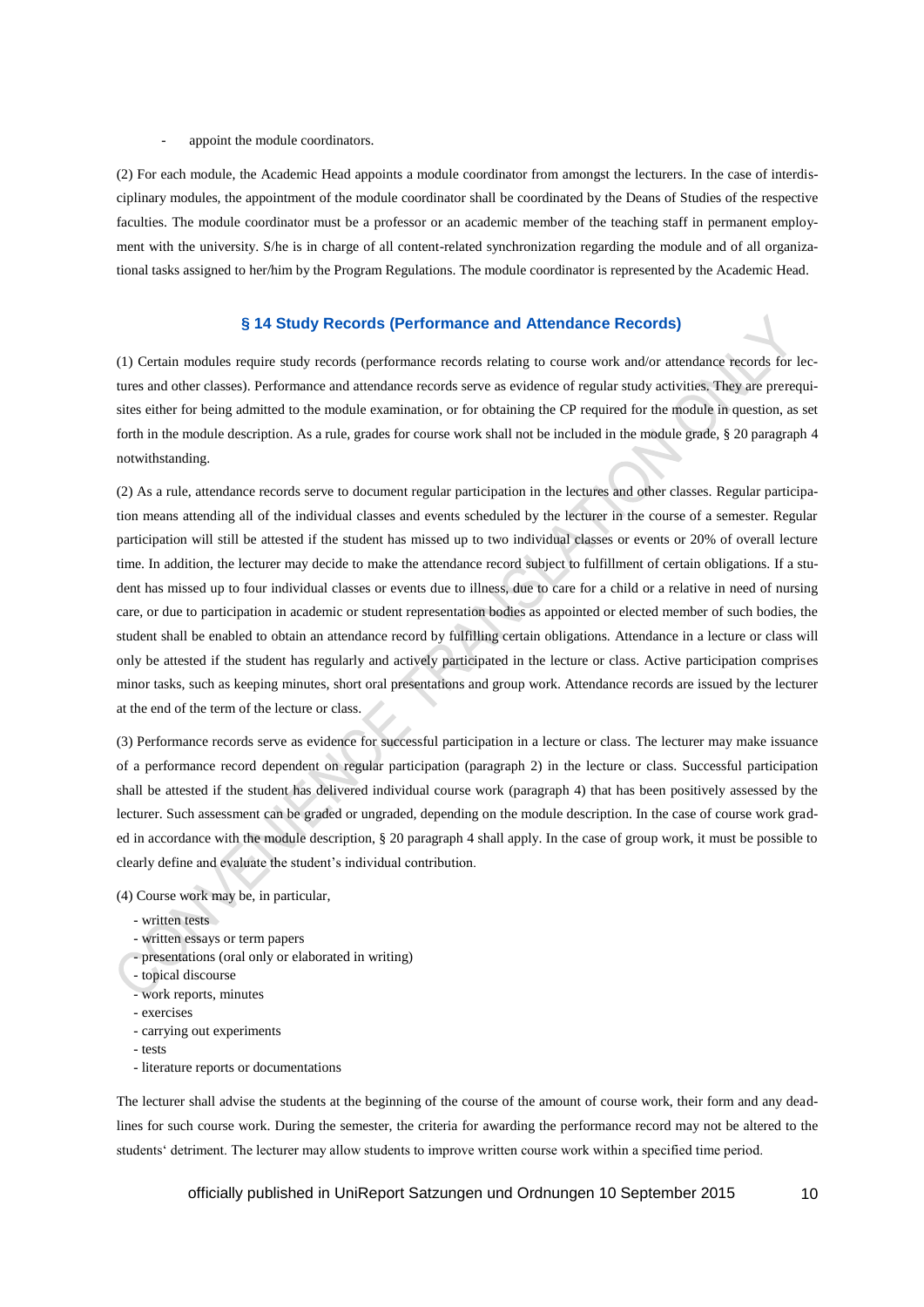- appoint the module coordinators.

(2) For each module, the Academic Head appoints a module coordinator from amongst the lecturers. In the case of interdisciplinary modules, the appointment of the module coordinator shall be coordinated by the Deans of Studies of the respective faculties. The module coordinator must be a professor or an academic member of the teaching staff in permanent employment with the university. S/he is in charge of all content-related synchronization regarding the module and of all organizational tasks assigned to her/him by the Program Regulations. The module coordinator is represented by the Academic Head.

## § 14 Study Records (Performance and Attendance Records)

(1) Certain modules require study records (performance records relating to course work and/or attendance records for lectures and other classes). Performance and attendance records serve as evidence of regular study activities. They are prerequisites either for being admitted to the module examination, or for obtaining the CP required for the module in question, as set forth in the module description. As a rule, grades for course work shall not be included in the module grade, § 20 paragraph 4 notwithstanding.

(2) As a rule, attendance records serve to document regular participation in the lectures and other classes. Regular participation means attending all of the individual classes and events scheduled by the lecturer in the course of a semester. Regular participation will still be attested if the student has missed up to two individual classes or events or 20% of overall lecture time. In addition, the lecturer may decide to make the attendance record subject to fulfillment of certain obligations. If a student has missed up to four individual classes or events due to illness, due to care for a child or a relative in need of nursing care, or due to participation in academic or student representation bodies as appointed or elected member of such bodies, the student shall be enabled to obtain an attendance record by fulfilling certain obligations. Attendance in a lecture or class will only be attested if the student has regularly and actively participated in the lecture or class. Active participation comprises minor tasks, such as keeping minutes, short oral presentations and group work. Attendance records are issued by the lecturer at the end of the term of the lecture or class.

(3) Performance records serve as evidence for successful participation in a lecture or class. The lecturer may make issuance of a performance record dependent on regular participation (paragraph 2) in the lecture or class. Successful participation shall be attested if the student has delivered individual course work (paragraph 4) that has been positively assessed by the lecturer. Such assessment can be graded or ungraded, depending on the module description. In the case of course work graded in accordance with the module description, § 20 paragraph 4 shall apply. In the case of group work, it must be possible to clearly define and evaluate the student's individual contribution.

(4) Course work may be, in particular,

- written tests
- written essays or term papers
- presentations (oral only or elaborated in writing)
- topical discourse
- work reports, minutes
- exercises
- carrying out experiments
- tests
- literature reports or documentations

The lecturer shall advise the students at the beginning of the course of the amount of course work, their form and any deadlines for such course work. During the semester, the criteria for awarding the performance record may not be altered to the students' detriment. The lecturer may allow students to improve written course work within a specified time period.

officially published in UniReport Satzungen und Ordnungen 10 September 2015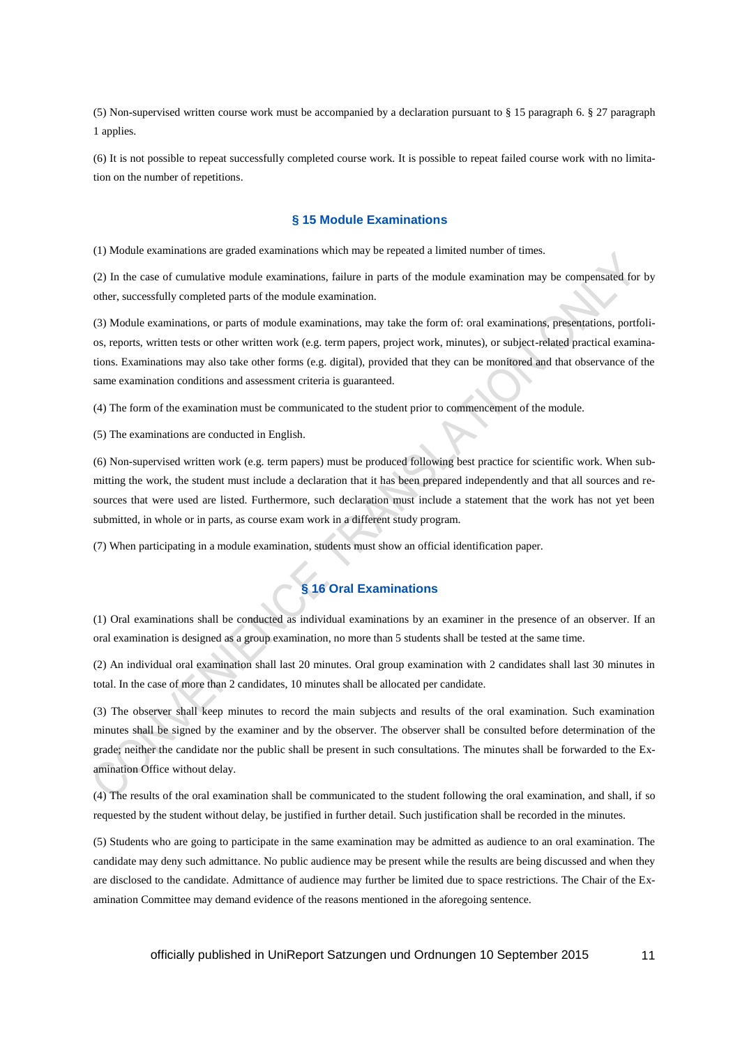(5) Non-supervised written course work must be accompanied by a declaration pursuant to § 15 paragraph 6. § 27 paragraph 1 applies.

(6) It is not possible to repeat successfully completed course work. It is possible to repeat failed course work with no limitation on the number of repetitions.

## § 15 Module Examinations

(1) Module examinations are graded examinations which may be repeated a limited number of times.

(2) In the case of cumulative module examinations, failure in parts of the module examination may be compensated for by other, successfully completed parts of the module examination.

(3) Module examinations, or parts of module examinations, may take the form of: oral examinations, presentations, portfolios, reports, written tests or other written work (e.g. term papers, project work, minutes), or subject-related practical examinations. Examinations may also take other forms (e.g. digital), provided that they can be monitored and that observance of the same examination conditions and assessment criteria is guaranteed.

(4) The form of the examination must be communicated to the student prior to commencement of the module.

(5) The examinations are conducted in English.

(6) Non-supervised written work (e.g. term papers) must be produced following best practice for scientific work. When submitting the work, the student must include a declaration that it has been prepared independently and that all sources and resources that were used are listed. Furthermore, such declaration must include a statement that the work has not yet been submitted, in whole or in parts, as course exam work in a different study program.

(7) When participating in a module examination, students must show an official identification paper.

## § 16 Oral Examinations

(1) Oral examinations shall be conducted as individual examinations by an examiner in the presence of an observer. If an oral examination is designed as a group examination, no more than 5 students shall be tested at the same time.

(2) An individual oral examination shall last 20 minutes. Oral group examination with 2 candidates shall last 30 minutes in total. In the case of more than 2 candidates, 10 minutes shall be allocated per candidate.

(3) The observer shall keep minutes to record the main subjects and results of the oral examination. Such examination minutes shall be signed by the examiner and by the observer. The observer shall be consulted before determination of the grade; neither the candidate nor the public shall be present in such consultations. The minutes shall be forwarded to the Examination Office without delay.

(4) The results of the oral examination shall be communicated to the student following the oral examination, and shall, if so requested by the student without delay, be justified in further detail. Such justification shall be recorded in the minutes.

(5) Students who are going to participate in the same examination may be admitted as audience to an oral examination. The candidate may deny such admittance. No public audience may be present while the results are being discussed and when they are disclosed to the candidate. Admittance of audience may further be limited due to space restrictions. The Chair of the Examination Committee may demand evidence of the reasons mentioned in the aforegoing sentence.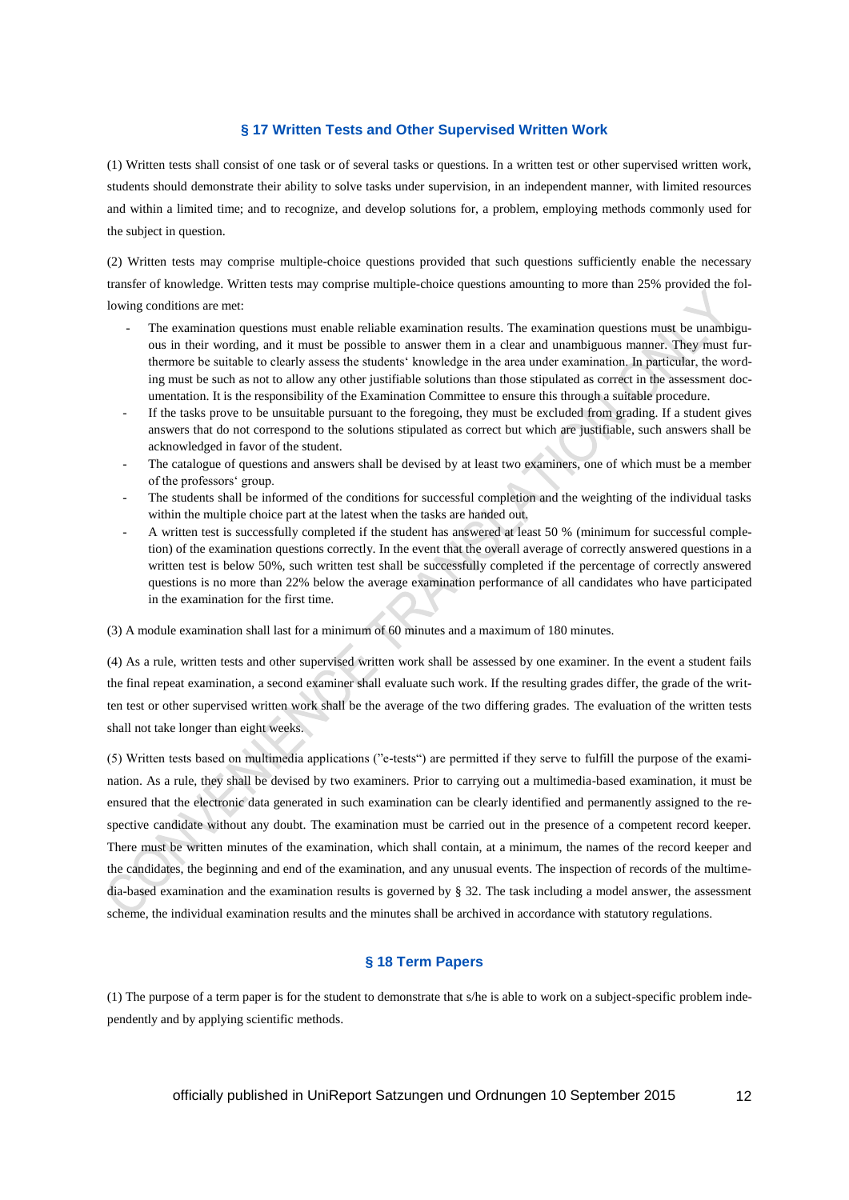## § 17 Written Tests and Other Supervised Written Work

(1) Written tests shall consist of one task or of several tasks or questions. In a written test or other supervised written work, students should demonstrate their ability to solve tasks under supervision, in an independent manner, with limited resources and within a limited time; and to recognize, and develop solutions for, a problem, employing methods commonly used for the subject in question.

(2) Written tests may comprise multiple-choice questions provided that such questions sufficiently enable the necessary transfer of knowledge. Written tests may comprise multiple-choice questions amounting to more than 25% provided the following conditions are met:

- The examination questions must enable reliable examination results. The examination questions must be unambiguous in their wording, and it must be possible to answer them in a clear and unambiguous manner. They must furthermore be suitable to clearly assess the students' knowledge in the area under examination. In particular, the wording must be such as not to allow any other justifiable solutions than those stipulated as correct in the assessment documentation. It is the responsibility of the Examination Committee to ensure this through a suitable procedure.
- If the tasks prove to be unsuitable pursuant to the foregoing, they must be excluded from grading. If a student gives answers that do not correspond to the solutions stipulated as correct but which are justifiable, such answers shall be acknowledged in favor of the student.
- The catalogue of questions and answers shall be devised by at least two examiners, one of which must be a member of the professors' group.
- The students shall be informed of the conditions for successful completion and the weighting of the individual tasks within the multiple choice part at the latest when the tasks are handed out.
- A written test is successfully completed if the student has answered at least 50 % (minimum for successful completion) of the examination questions correctly. In the event that the overall average of correctly answered questions in a written test is below 50%, such written test shall be successfully completed if the percentage of correctly answered questions is no more than 22% below the average examination performance of all candidates who have participated in the examination for the first time.

(3) A module examination shall last for a minimum of 60 minutes and a maximum of 180 minutes.

(4) As a rule, written tests and other supervised written work shall be assessed by one examiner. In the event a student fails the final repeat examination, a second examiner shall evaluate such work. If the resulting grades differ, the grade of the written test or other supervised written work shall be the average of the two differing grades. The evaluation of the written tests shall not take longer than eight weeks.

(5) Written tests based on multimedia applications ("e-tests") are permitted if they serve to fulfill the purpose of the examination. As a rule, they shall be devised by two examiners. Prior to carrying out a multimedia-based examination, it must be ensured that the electronic data generated in such examination can be clearly identified and permanently assigned to the respective candidate without any doubt. The examination must be carried out in the presence of a competent record keeper. There must be written minutes of the examination, which shall contain, at a minimum, the names of the record keeper and the candidates, the beginning and end of the examination, and any unusual events. The inspection of records of the multimedia-based examination and the examination results is governed by § 32. The task including a model answer, the assessment scheme, the individual examination results and the minutes shall be archived in accordance with statutory regulations.

## § 18 Term Papers

(1) The purpose of a term paper is for the student to demonstrate that s/he is able to work on a subject-specific problem independently and by applying scientific methods.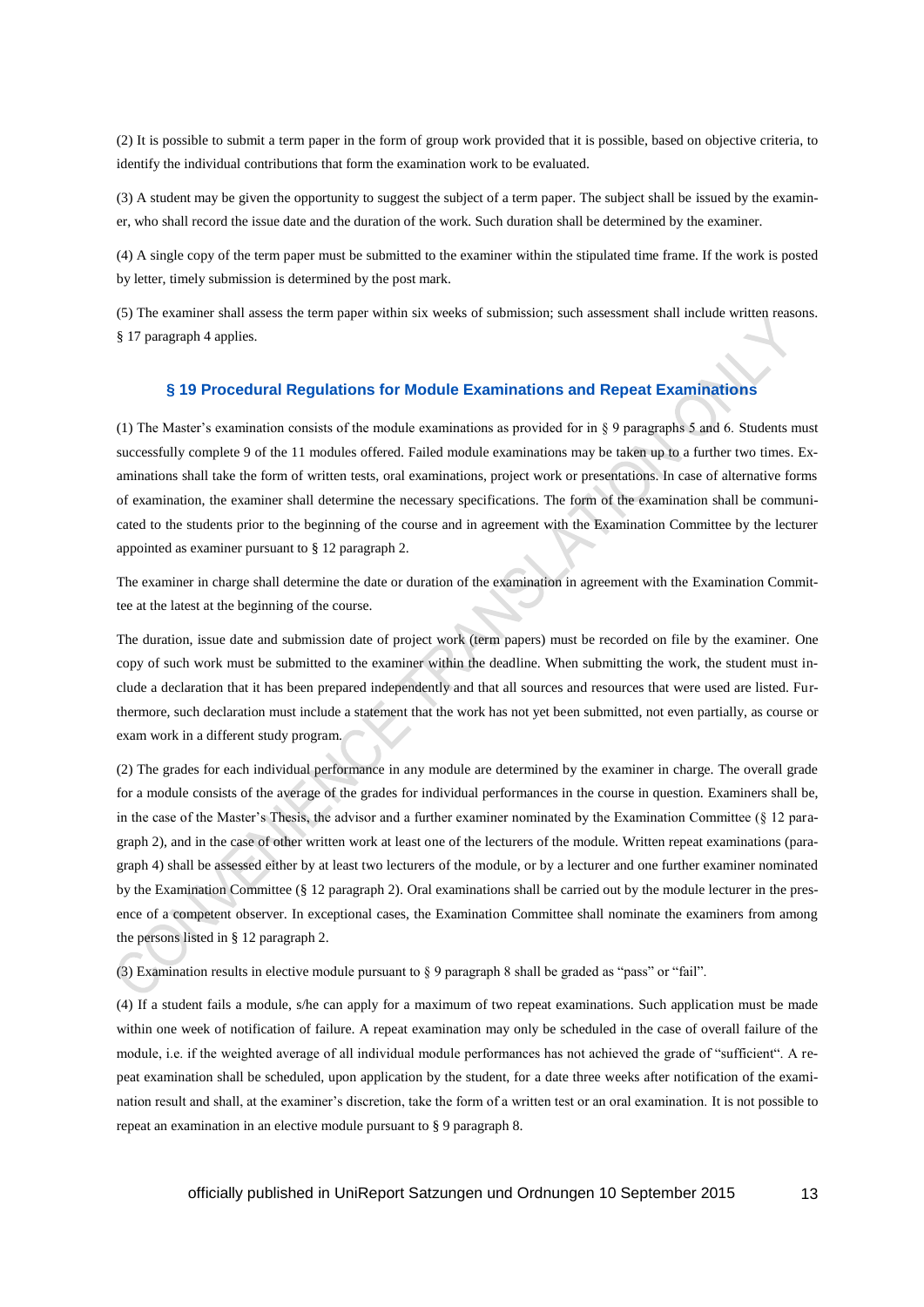(2) It is possible to submit a term paper in the form of group work provided that it is possible, based on objective criteria, to identify the individual contributions that form the examination work to be evaluated.

(3) A student may be given the opportunity to suggest the subject of a term paper. The subject shall be issued by the examiner, who shall record the issue date and the duration of the work. Such duration shall be determined by the examiner.

(4) A single copy of the term paper must be submitted to the examiner within the stipulated time frame. If the work is posted by letter, timely submission is determined by the post mark.

(5) The examiner shall assess the term paper within six weeks of submission; such assessment shall include written reasons. § 17 paragraph 4 applies.

## § 19 Procedural Regulations for Module Examinations and Repeat Examinations

(1) The Master's examination consists of the module examinations as provided for in § 9 paragraphs 5 and 6. Students must successfully complete 9 of the 11 modules offered. Failed module examinations may be taken up to a further two times. Examinations shall take the form of written tests, oral examinations, project work or presentations. In case of alternative forms of examination, the examiner shall determine the necessary specifications. The form of the examination shall be communicated to the students prior to the beginning of the course and in agreement with the Examination Committee by the lecturer appointed as examiner pursuant to § 12 paragraph 2.

The examiner in charge shall determine the date or duration of the examination in agreement with the Examination Committee at the latest at the beginning of the course.

The duration, issue date and submission date of project work (term papers) must be recorded on file by the examiner. One copy of such work must be submitted to the examiner within the deadline. When submitting the work, the student must include a declaration that it has been prepared independently and that all sources and resources that were used are listed. Furthermore, such declaration must include a statement that the work has not yet been submitted, not even partially, as course or exam work in a different study program.

(2) The grades for each individual performance in any module are determined by the examiner in charge. The overall grade for a module consists of the average of the grades for individual performances in the course in question. Examiners shall be, in the case of the Master's Thesis, the advisor and a further examiner nominated by the Examination Committee (§ 12 paragraph 2), and in the case of other written work at least one of the lecturers of the module. Written repeat examinations (paragraph 4) shall be assessed either by at least two lecturers of the module, or by a lecturer and one further examiner nominated by the Examination Committee (§ 12 paragraph 2). Oral examinations shall be carried out by the module lecturer in the presence of a competent observer. In exceptional cases, the Examination Committee shall nominate the examiners from among the persons listed in § 12 paragraph 2.

(3) Examination results in elective module pursuant to § 9 paragraph 8 shall be graded as "pass" or "fail".

(4) If a student fails a module, s/he can apply for a maximum of two repeat examinations. Such application must be made within one week of notification of failure. A repeat examination may only be scheduled in the case of overall failure of the module, i.e. if the weighted average of all individual module performances has not achieved the grade of "sufficient". A repeat examination shall be scheduled, upon application by the student, for a date three weeks after notification of the examination result and shall, at the examiner's discretion, take the form of a written test or an oral examination. It is not possible to repeat an examination in an elective module pursuant to § 9 paragraph 8.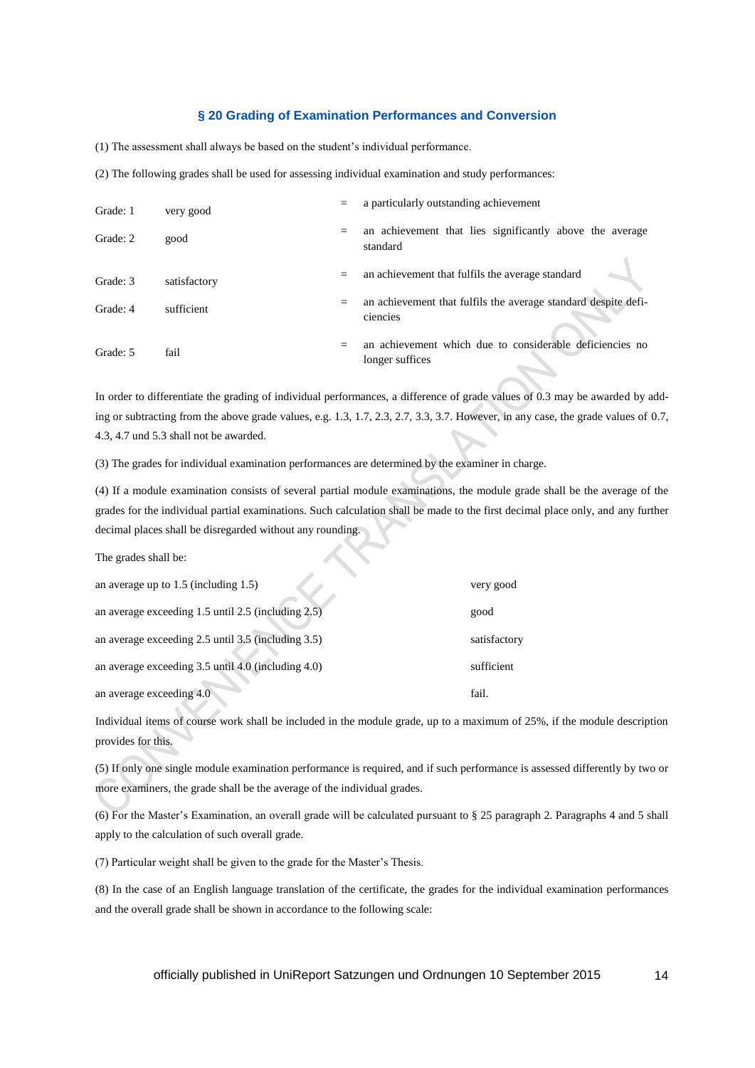### § 20 Grading of Examination Performances and Conversion

(1) The assessment shall always be based on the student's individual performance.

(2) The following grades shall be used for assessing individual examination and study performances:

| | | | |
|---|---|---|---|
| Grade: 1 | very good | = | a particularly outstanding achievement |
| Grade: 2 | good | = | an achievement that lies significantly above the average standard |
| Grade: 3 | satisfactory | = | an achievement that fulfils the average standard |
| Grade: 4 | sufficient | = | an achievement that fulfils the average standard despite deficiencies |
| Grade: 5 | fail | = | an achievement which due to considerable deficiencies no longer suffices |

In order to differentiate the grading of individual performances, a difference of grade values of 0.3 may be awarded by adding or subtracting from the above grade values, e.g. 1.3, 1.7, 2.3, 2.7, 3.3, 3.7. However, in any case, the grade values of 0.7, 4.3, 4.7 und 5.3 shall not be awarded.

(3) The grades for individual examination performances are determined by the examiner in charge.

(4) If a module examination consists of several partial module examinations, the module grade shall be the average of the grades for the individual partial examinations. Such calculation shall be made to the first decimal place only, and any further decimal places shall be disregarded without any rounding.

The grades shall be:

| | |
|---|---|
| an average up to 1.5 (including 1.5) | very good |
| an average exceeding 1.5 until 2.5 (including 2.5) | good |
| an average exceeding 2.5 until 3.5 (including 3.5) | satisfactory |
| an average exceeding 3.5 until 4.0 (including 4.0) | sufficient |
| an average exceeding 4.0 | fail. |

Individual items of course work shall be included in the module grade, up to a maximum of 25%, if the module description provides for this.

(5) If only one single module examination performance is required, and if such performance is assessed differently by two or more examiners, the grade shall be the average of the individual grades.

(6) For the Master's Examination, an overall grade will be calculated pursuant to § 25 paragraph 2. Paragraphs 4 and 5 shall apply to the calculation of such overall grade.

(7) Particular weight shall be given to the grade for the Master's Thesis.

(8) In the case of an English language translation of the certificate, the grades for the individual examination performances and the overall grade shall be shown in accordance to the following scale: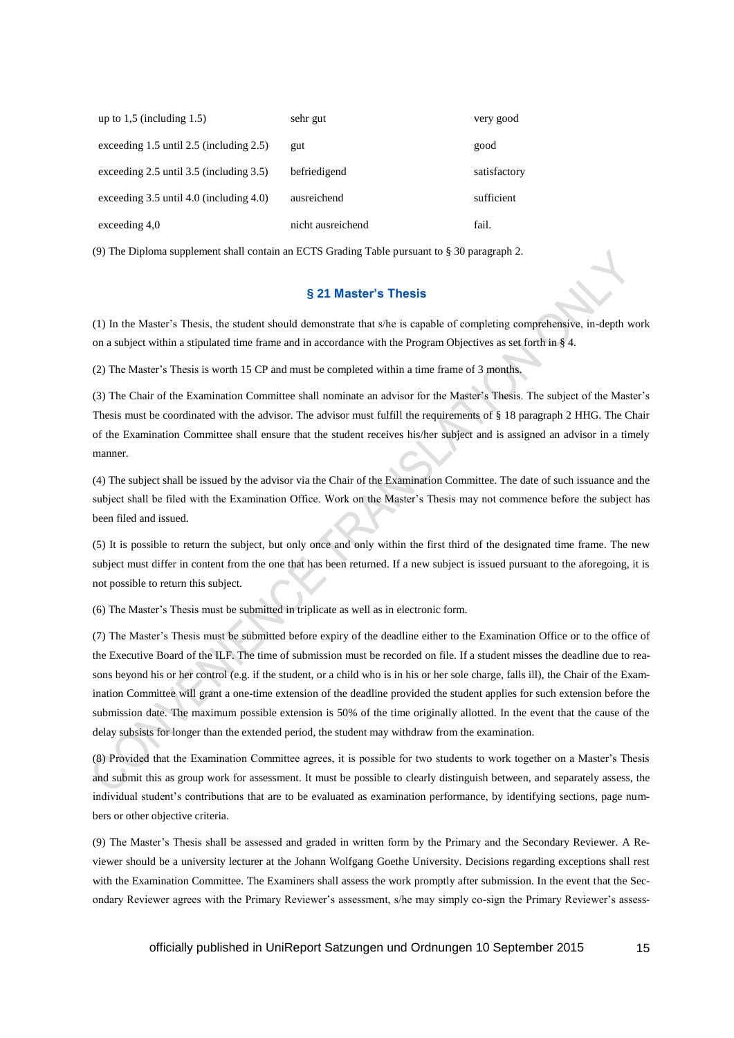| | | |
|---|---|---|
| up to 1,5 (including 1.5) | sehr gut | very good |
| exceeding 1.5 until 2.5 (including 2.5) | gut | good |
| exceeding 2.5 until 3.5 (including 3.5) | befriedigend | satisfactory |
| exceeding 3.5 until 4.0 (including 4.0) | ausreichend | sufficient |
| exceeding 4,0 | nicht ausreichend | fail. |

(9) The Diploma supplement shall contain an ECTS Grading Table pursuant to § 30 paragraph 2.

## § 21 Master's Thesis

(1) In the Master's Thesis, the student should demonstrate that s/he is capable of completing comprehensive, in-depth work on a subject within a stipulated time frame and in accordance with the Program Objectives as set forth in § 4.

(2) The Master's Thesis is worth 15 CP and must be completed within a time frame of 3 months.

(3) The Chair of the Examination Committee shall nominate an advisor for the Master's Thesis. The subject of the Master's Thesis must be coordinated with the advisor. The advisor must fulfill the requirements of § 18 paragraph 2 HHG. The Chair of the Examination Committee shall ensure that the student receives his/her subject and is assigned an advisor in a timely manner.

(4) The subject shall be issued by the advisor via the Chair of the Examination Committee. The date of such issuance and the subject shall be filed with the Examination Office. Work on the Master's Thesis may not commence before the subject has been filed and issued.

(5) It is possible to return the subject, but only once and only within the first third of the designated time frame. The new subject must differ in content from the one that has been returned. If a new subject is issued pursuant to the aforegoing, it is not possible to return this subject.

(6) The Master's Thesis must be submitted in triplicate as well as in electronic form.

(7) The Master's Thesis must be submitted before expiry of the deadline either to the Examination Office or to the office of the Executive Board of the ILF. The time of submission must be recorded on file. If a student misses the deadline due to reasons beyond his or her control (e.g. if the student, or a child who is in his or her sole charge, falls ill), the Chair of the Examination Committee will grant a one-time extension of the deadline provided the student applies for such extension before the submission date. The maximum possible extension is 50% of the time originally allotted. In the event that the cause of the delay subsists for longer than the extended period, the student may withdraw from the examination.

(8) Provided that the Examination Committee agrees, it is possible for two students to work together on a Master's Thesis and submit this as group work for assessment. It must be possible to clearly distinguish between, and separately assess, the individual student's contributions that are to be evaluated as examination performance, by identifying sections, page numbers or other objective criteria.

(9) The Master's Thesis shall be assessed and graded in written form by the Primary and the Secondary Reviewer. A Reviewer should be a university lecturer at the Johann Wolfgang Goethe University. Decisions regarding exceptions shall rest with the Examination Committee. The Examiners shall assess the work promptly after submission. In the event that the Secondary Reviewer agrees with the Primary Reviewer's assessment, s/he may simply co-sign the Primary Reviewer's assess-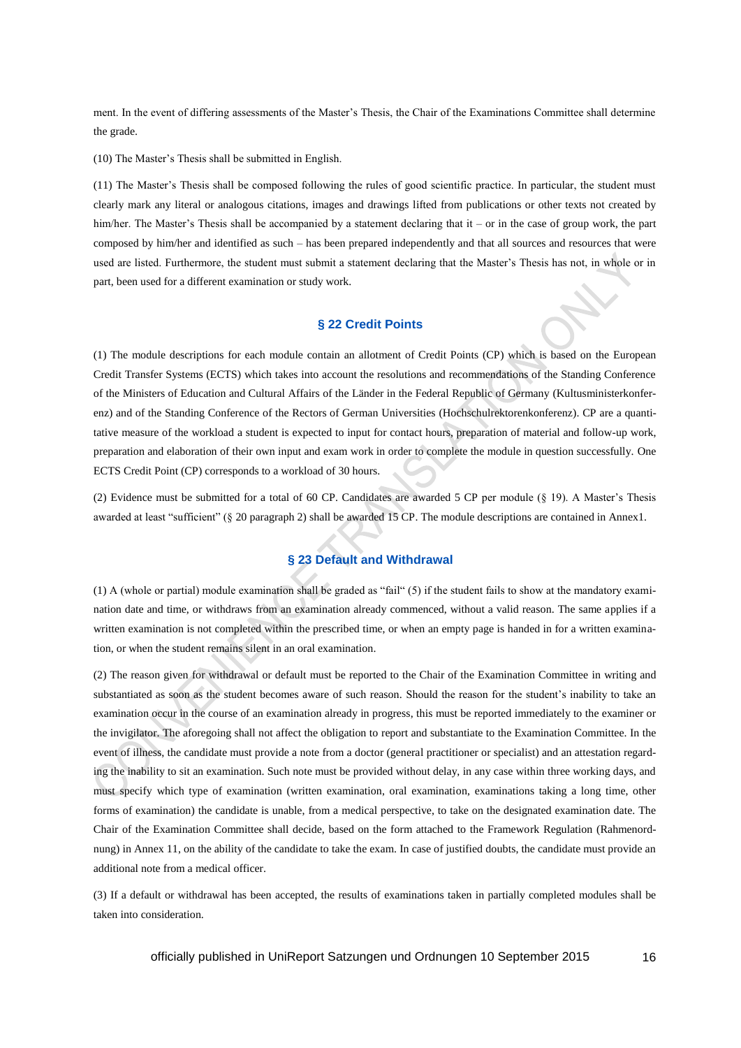ment. In the event of differing assessments of the Master's Thesis, the Chair of the Examinations Committee shall determine the grade.

(10) The Master's Thesis shall be submitted in English.

(11) The Master's Thesis shall be composed following the rules of good scientific practice. In particular, the student must clearly mark any literal or analogous citations, images and drawings lifted from publications or other texts not created by him/her. The Master's Thesis shall be accompanied by a statement declaring that it – or in the case of group work, the part composed by him/her and identified as such – has been prepared independently and that all sources and resources that were used are listed. Furthermore, the student must submit a statement declaring that the Master's Thesis has not, in whole or in part, been used for a different examination or study work.

## § 22 Credit Points

(1) The module descriptions for each module contain an allotment of Credit Points (CP) which is based on the European Credit Transfer Systems (ECTS) which takes into account the resolutions and recommendations of the Standing Conference of the Ministers of Education and Cultural Affairs of the Länder in the Federal Republic of Germany (Kultusministerkonferenz) and of the Standing Conference of the Rectors of German Universities (Hochschulrektorenkonferenz). CP are a quantitative measure of the workload a student is expected to input for contact hours, preparation of material and follow-up work, preparation and elaboration of their own input and exam work in order to complete the module in question successfully. One ECTS Credit Point (CP) corresponds to a workload of 30 hours.

(2) Evidence must be submitted for a total of 60 CP. Candidates are awarded 5 CP per module (§ 19). A Master's Thesis awarded at least "sufficient" (§ 20 paragraph 2) shall be awarded 15 CP. The module descriptions are contained in Annex1.

## § 23 Default and Withdrawal

(1) A (whole or partial) module examination shall be graded as "fail" (5) if the student fails to show at the mandatory examination date and time, or withdraws from an examination already commenced, without a valid reason. The same applies if a written examination is not completed within the prescribed time, or when an empty page is handed in for a written examination, or when the student remains silent in an oral examination.

(2) The reason given for withdrawal or default must be reported to the Chair of the Examination Committee in writing and substantiated as soon as the student becomes aware of such reason. Should the reason for the student's inability to take an examination occur in the course of an examination already in progress, this must be reported immediately to the examiner or the invigilator. The aforegoing shall not affect the obligation to report and substantiate to the Examination Committee. In the event of illness, the candidate must provide a note from a doctor (general practitioner or specialist) and an attestation regarding the inability to sit an examination. Such note must be provided without delay, in any case within three working days, and must specify which type of examination (written examination, oral examination, examinations taking a long time, other forms of examination) the candidate is unable, from a medical perspective, to take on the designated examination date. The Chair of the Examination Committee shall decide, based on the form attached to the Framework Regulation (Rahmenordnung) in Annex 11, on the ability of the candidate to take the exam. In case of justified doubts, the candidate must provide an additional note from a medical officer.

(3) If a default or withdrawal has been accepted, the results of examinations taken in partially completed modules shall be taken into consideration.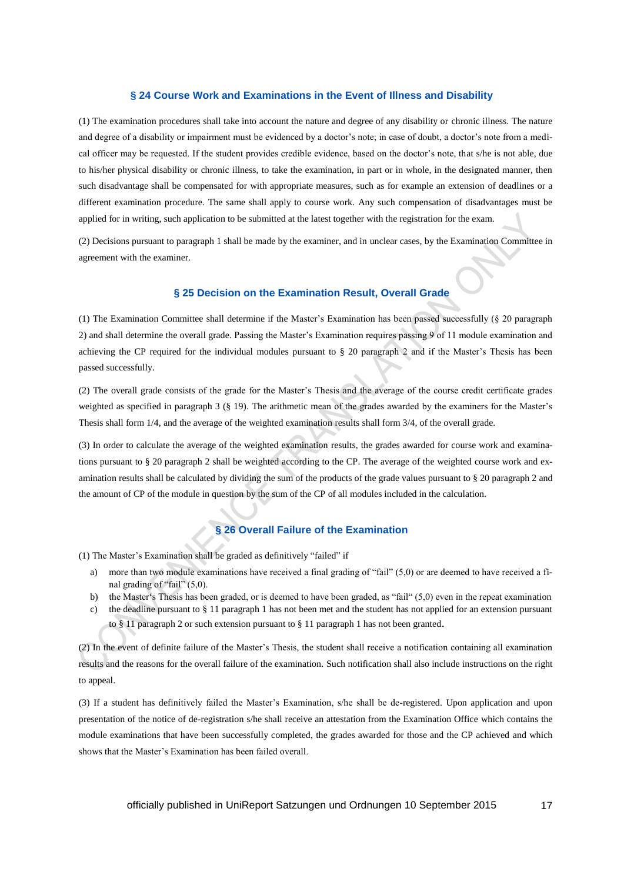## § 24 Course Work and Examinations in the Event of Illness and Disability

(1) The examination procedures shall take into account the nature and degree of any disability or chronic illness. The nature and degree of a disability or impairment must be evidenced by a doctor's note; in case of doubt, a doctor's note from a medical officer may be requested. If the student provides credible evidence, based on the doctor's note, that s/he is not able, due to his/her physical disability or chronic illness, to take the examination, in part or in whole, in the designated manner, then such disadvantage shall be compensated for with appropriate measures, such as for example an extension of deadlines or a different examination procedure. The same shall apply to course work. Any such compensation of disadvantages must be applied for in writing, such application to be submitted at the latest together with the registration for the exam.

(2) Decisions pursuant to paragraph 1 shall be made by the examiner, and in unclear cases, by the Examination Committee in agreement with the examiner.

## § 25 Decision on the Examination Result, Overall Grade

(1) The Examination Committee shall determine if the Master's Examination has been passed successfully (§ 20 paragraph 2) and shall determine the overall grade. Passing the Master's Examination requires passing 9 of 11 module examination and achieving the CP required for the individual modules pursuant to § 20 paragraph 2 and if the Master's Thesis has been passed successfully.

(2) The overall grade consists of the grade for the Master's Thesis and the average of the course credit certificate grades weighted as specified in paragraph 3 (§ 19). The arithmetic mean of the grades awarded by the examiners for the Master's Thesis shall form 1/4, and the average of the weighted examination results shall form 3/4, of the overall grade.

(3) In order to calculate the average of the weighted examination results, the grades awarded for course work and examinations pursuant to § 20 paragraph 2 shall be weighted according to the CP. The average of the weighted course work and examination results shall be calculated by dividing the sum of the products of the grade values pursuant to § 20 paragraph 2 and the amount of CP of the module in question by the sum of the CP of all modules included in the calculation.

## § 26 Overall Failure of the Examination

(1) The Master's Examination shall be graded as definitively "failed" if

a) more than two module examinations have received a final grading of "fail" (5,0) or are deemed to have received a final grading of "fail" (5,0).

b) the Master's Thesis has been graded, or is deemed to have been graded, as "fail" (5,0) even in the repeat examination

c) the deadline pursuant to § 11 paragraph 1 has not been met and the student has not applied for an extension pursuant to § 11 paragraph 2 or such extension pursuant to § 11 paragraph 1 has not been granted.

(2) In the event of definite failure of the Master's Thesis, the student shall receive a notification containing all examination results and the reasons for the overall failure of the examination. Such notification shall also include instructions on the right to appeal.

(3) If a student has definitively failed the Master's Examination, s/he shall be de-registered. Upon application and upon presentation of the notice of de-registration s/he shall receive an attestation from the Examination Office which contains the module examinations that have been successfully completed, the grades awarded for those and the CP achieved and which shows that the Master's Examination has been failed overall.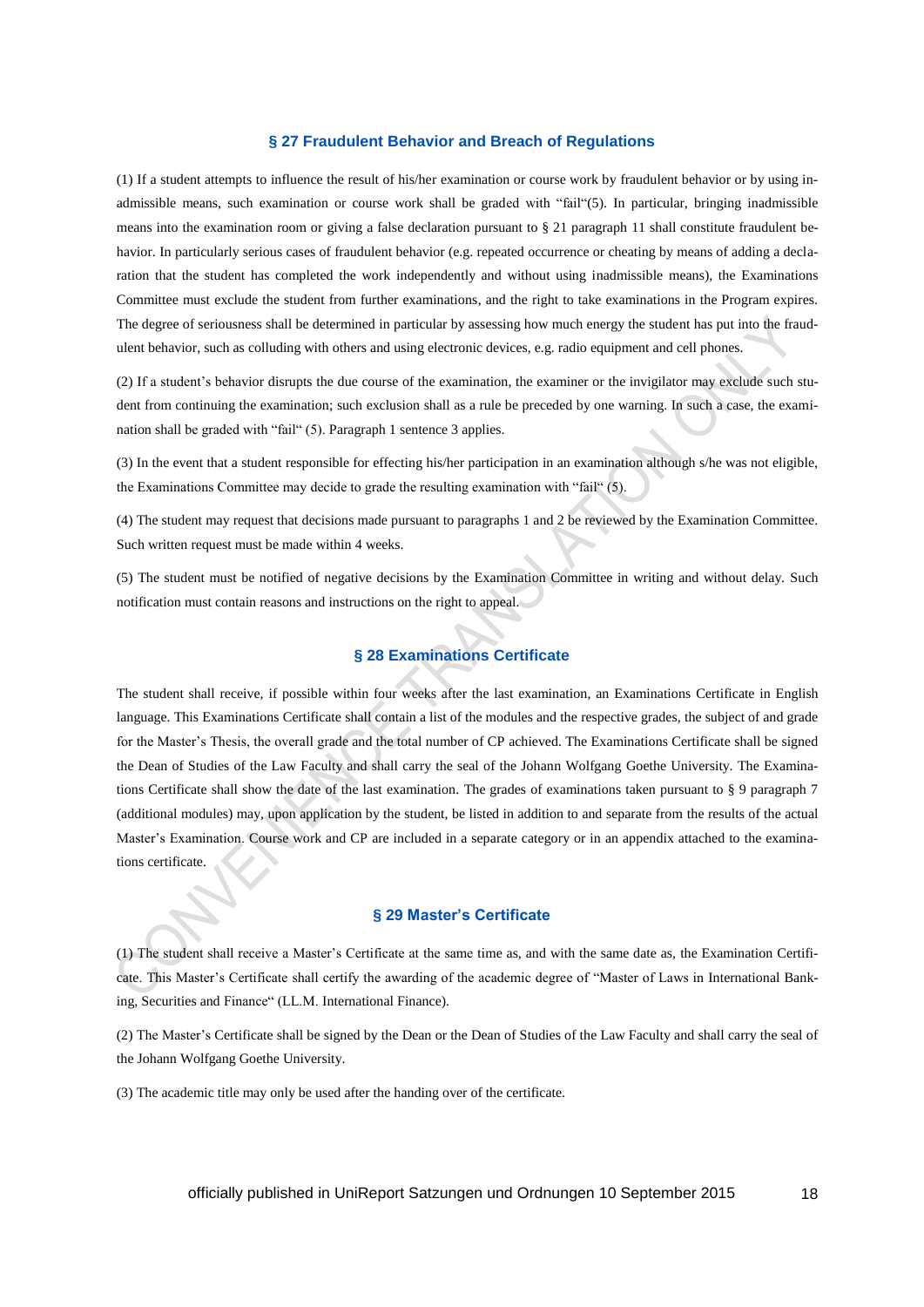## § 27 Fraudulent Behavior and Breach of Regulations

(1) If a student attempts to influence the result of his/her examination or course work by fraudulent behavior or by using inadmissible means, such examination or course work shall be graded with "fail"(5). In particular, bringing inadmissible means into the examination room or giving a false declaration pursuant to § 21 paragraph 11 shall constitute fraudulent behavior. In particularly serious cases of fraudulent behavior (e.g. repeated occurrence or cheating by means of adding a declaration that the student has completed the work independently and without using inadmissible means), the Examinations Committee must exclude the student from further examinations, and the right to take examinations in the Program expires. The degree of seriousness shall be determined in particular by assessing how much energy the student has put into the fraudulent behavior, such as colluding with others and using electronic devices, e.g. radio equipment and cell phones.

(2) If a student's behavior disrupts the due course of the examination, the examiner or the invigilator may exclude such student from continuing the examination; such exclusion shall as a rule be preceded by one warning. In such a case, the examination shall be graded with "fail" (5). Paragraph 1 sentence 3 applies.

(3) In the event that a student responsible for effecting his/her participation in an examination although s/he was not eligible, the Examinations Committee may decide to grade the resulting examination with "fail" (5).

(4) The student may request that decisions made pursuant to paragraphs 1 and 2 be reviewed by the Examination Committee. Such written request must be made within 4 weeks.

(5) The student must be notified of negative decisions by the Examination Committee in writing and without delay. Such notification must contain reasons and instructions on the right to appeal.

## § 28 Examinations Certificate

The student shall receive, if possible within four weeks after the last examination, an Examinations Certificate in English language. This Examinations Certificate shall contain a list of the modules and the respective grades, the subject of and grade for the Master's Thesis, the overall grade and the total number of CP achieved. The Examinations Certificate shall be signed the Dean of Studies of the Law Faculty and shall carry the seal of the Johann Wolfgang Goethe University. The Examinations Certificate shall show the date of the last examination. The grades of examinations taken pursuant to § 9 paragraph 7 (additional modules) may, upon application by the student, be listed in addition to and separate from the results of the actual Master's Examination. Course work and CP are included in a separate category or in an appendix attached to the examinations certificate.

## § 29 Master's Certificate

(1) The student shall receive a Master's Certificate at the same time as, and with the same date as, the Examination Certificate. This Master's Certificate shall certify the awarding of the academic degree of "Master of Laws in International Banking, Securities and Finance" (LL.M. International Finance).

(2) The Master's Certificate shall be signed by the Dean or the Dean of Studies of the Law Faculty and shall carry the seal of the Johann Wolfgang Goethe University.

(3) The academic title may only be used after the handing over of the certificate.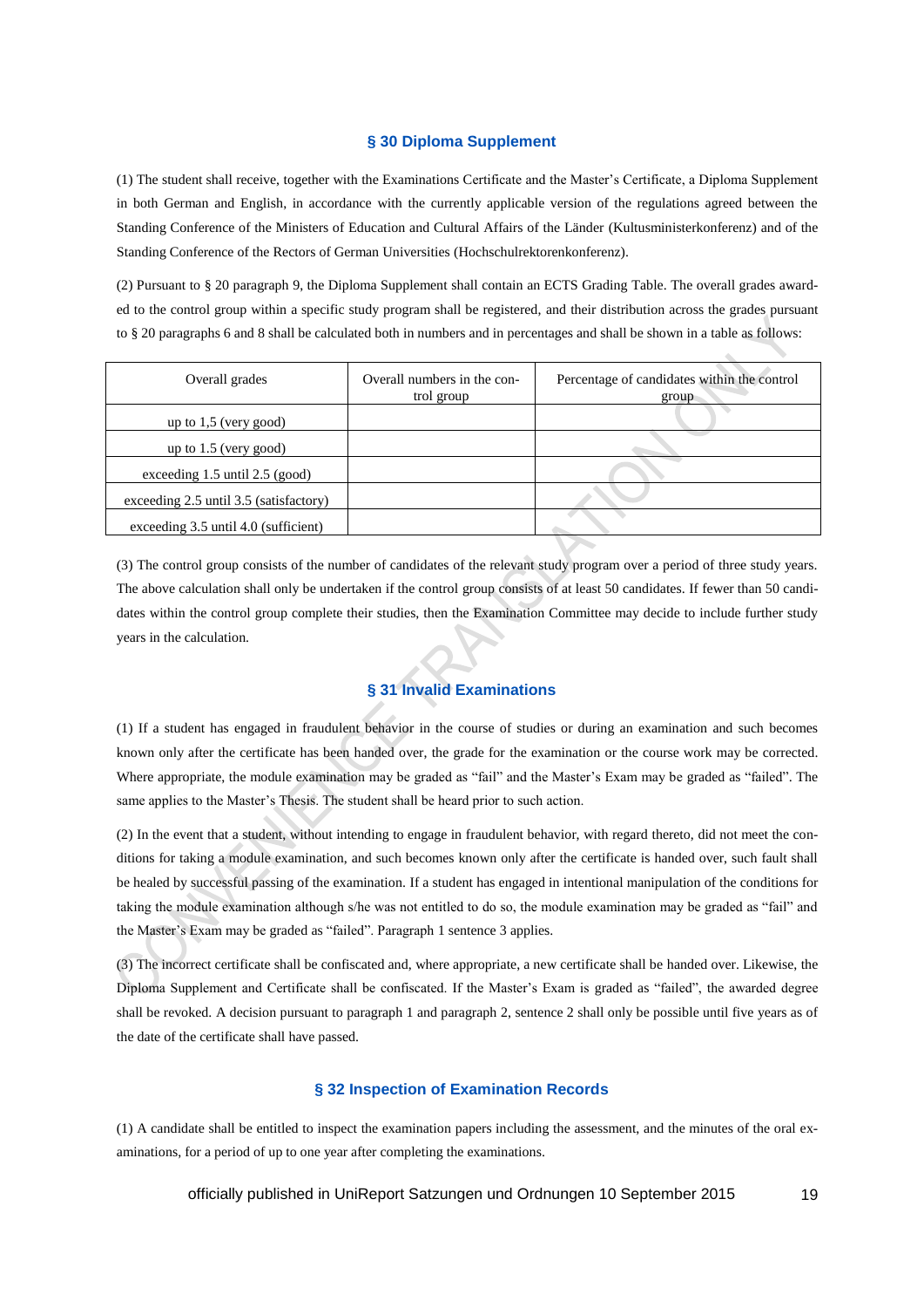## § 30 Diploma Supplement

(1) The student shall receive, together with the Examinations Certificate and the Master's Certificate, a Diploma Supplement in both German and English, in accordance with the currently applicable version of the regulations agreed between the Standing Conference of the Ministers of Education and Cultural Affairs of the Länder (Kultusministerkonferenz) and of the Standing Conference of the Rectors of German Universities (Hochschulrektorenkonferenz).

(2) Pursuant to § 20 paragraph 9, the Diploma Supplement shall contain an ECTS Grading Table. The overall grades awarded to the control group within a specific study program shall be registered, and their distribution across the grades pursuant to § 20 paragraphs 6 and 8 shall be calculated both in numbers and in percentages and shall be shown in a table as follows:

| Overall grades | Overall numbers in the control group | Percentage of candidates within the control group |
|---|---|---|
| up to 1,5 (very good) | | |
| up to 1.5 (very good) | | |
| exceeding 1.5 until 2.5 (good) | | |
| exceeding 2.5 until 3.5 (satisfactory) | | |
| exceeding 3.5 until 4.0 (sufficient) | | |

(3) The control group consists of the number of candidates of the relevant study program over a period of three study years. The above calculation shall only be undertaken if the control group consists of at least 50 candidates. If fewer than 50 candidates within the control group complete their studies, then the Examination Committee may decide to include further study years in the calculation.

## § 31 Invalid Examinations

(1) If a student has engaged in fraudulent behavior in the course of studies or during an examination and such becomes known only after the certificate has been handed over, the grade for the examination or the course work may be corrected. Where appropriate, the module examination may be graded as "fail" and the Master's Exam may be graded as "failed". The same applies to the Master's Thesis. The student shall be heard prior to such action.

(2) In the event that a student, without intending to engage in fraudulent behavior, with regard thereto, did not meet the conditions for taking a module examination, and such becomes known only after the certificate is handed over, such fault shall be healed by successful passing of the examination. If a student has engaged in intentional manipulation of the conditions for taking the module examination although s/he was not entitled to do so, the module examination may be graded as "fail" and the Master's Exam may be graded as "failed". Paragraph 1 sentence 3 applies.

(3) The incorrect certificate shall be confiscated and, where appropriate, a new certificate shall be handed over. Likewise, the Diploma Supplement and Certificate shall be confiscated. If the Master's Exam is graded as "failed", the awarded degree shall be revoked. A decision pursuant to paragraph 1 and paragraph 2, sentence 2 shall only be possible until five years as of the date of the certificate shall have passed.

## § 32 Inspection of Examination Records

(1) A candidate shall be entitled to inspect the examination papers including the assessment, and the minutes of the oral examinations, for a period of up to one year after completing the examinations.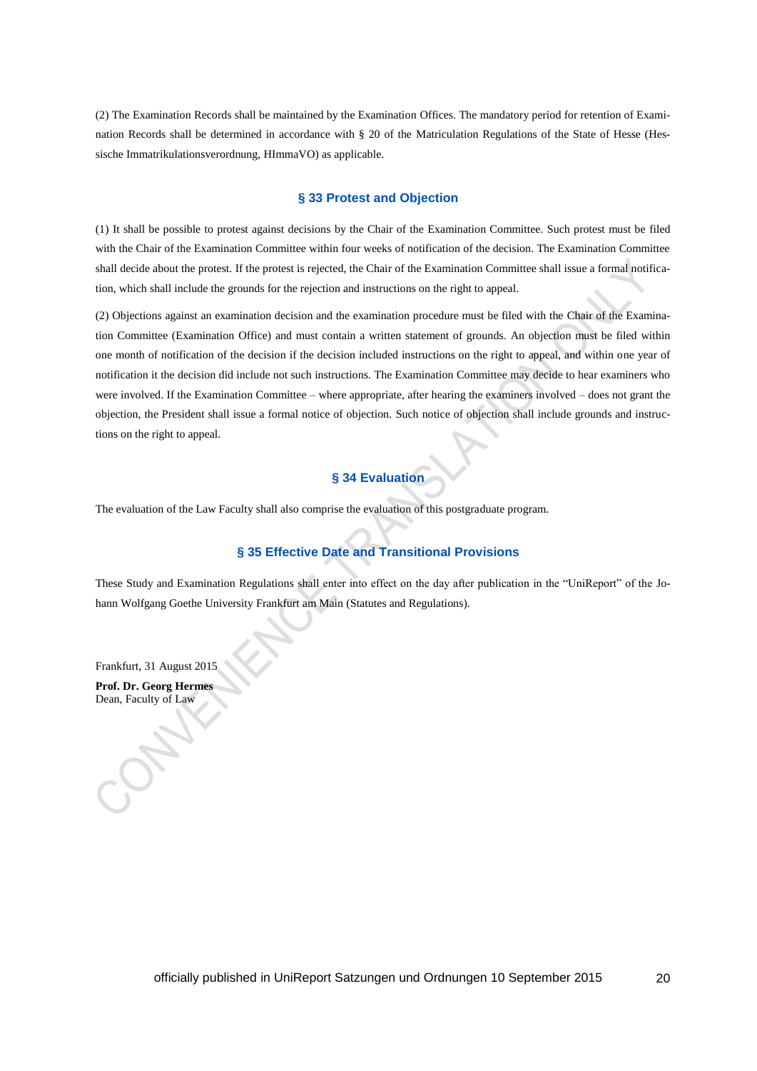(2) The Examination Records shall be maintained by the Examination Offices. The mandatory period for retention of Examination Records shall be determined in accordance with § 20 of the Matriculation Regulations of the State of Hesse (Hessische Immatrikulationsverordnung, HImmaVO) as applicable.

## § 33 Protest and Objection

(1) It shall be possible to protest against decisions by the Chair of the Examination Committee. Such protest must be filed with the Chair of the Examination Committee within four weeks of notification of the decision. The Examination Committee shall decide about the protest. If the protest is rejected, the Chair of the Examination Committee shall issue a formal notification, which shall include the grounds for the rejection and instructions on the right to appeal.

(2) Objections against an examination decision and the examination procedure must be filed with the Chair of the Examination Committee (Examination Office) and must contain a written statement of grounds. An objection must be filed within one month of notification of the decision if the decision included instructions on the right to appeal, and within one year of notification it the decision did include not such instructions. The Examination Committee may decide to hear examiners who were involved. If the Examination Committee – where appropriate, after hearing the examiners involved – does not grant the objection, the President shall issue a formal notice of objection. Such notice of objection shall include grounds and instructions on the right to appeal.

## § 34 Evaluation

The evaluation of the Law Faculty shall also comprise the evaluation of this postgraduate program.

## § 35 Effective Date and Transitional Provisions

These Study and Examination Regulations shall enter into effect on the day after publication in the "UniReport" of the Johann Wolfgang Goethe University Frankfurt am Main (Statutes and Regulations).

Frankfurt, 31 August 2015

**Prof. Dr. Georg Hermes**
Dean, Faculty of Law

officially published in UniReport Satzungen und Ordnungen 10 September 2015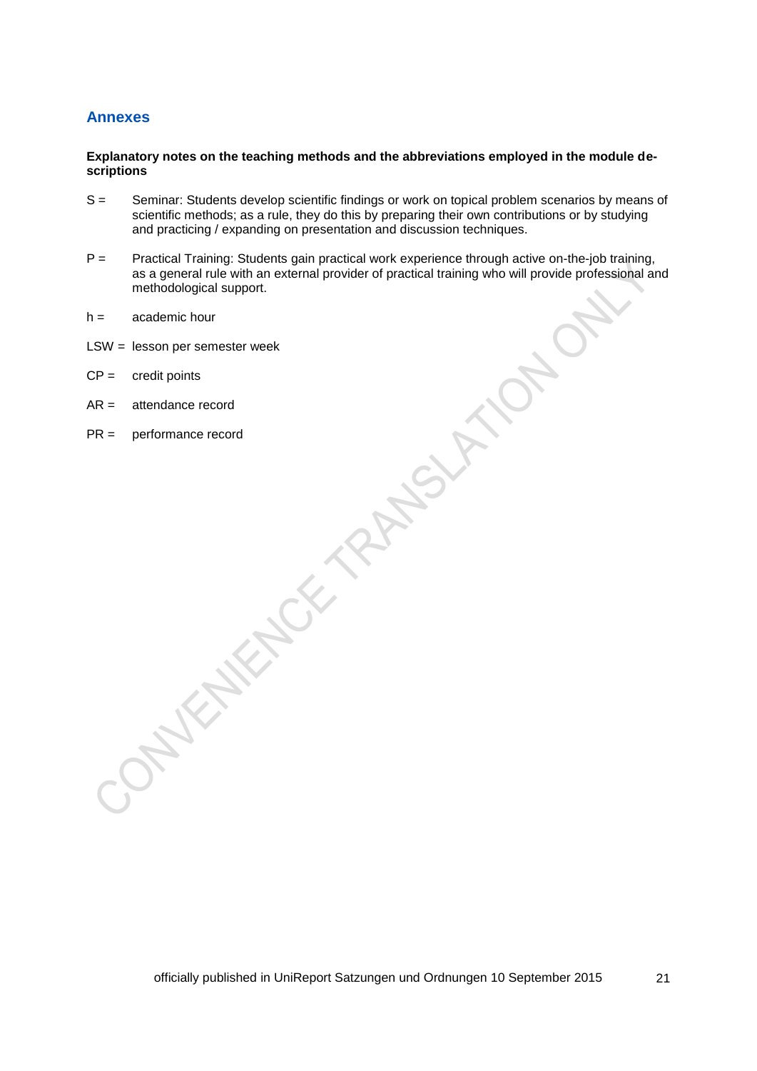## Annexes

**Explanatory notes on the teaching methods and the abbreviations employed in the module descriptions**

S = Seminar: Students develop scientific findings or work on topical problem scenarios by means of scientific methods; as a rule, they do this by preparing their own contributions or by studying and practicing / expanding on presentation and discussion techniques.

P = Practical Training: Students gain practical work experience through active on-the-job training, as a general rule with an external provider of practical training who will provide professional and methodological support.

h = academic hour

LSW = lesson per semester week

CP = credit points

AR = attendance record

PR = performance record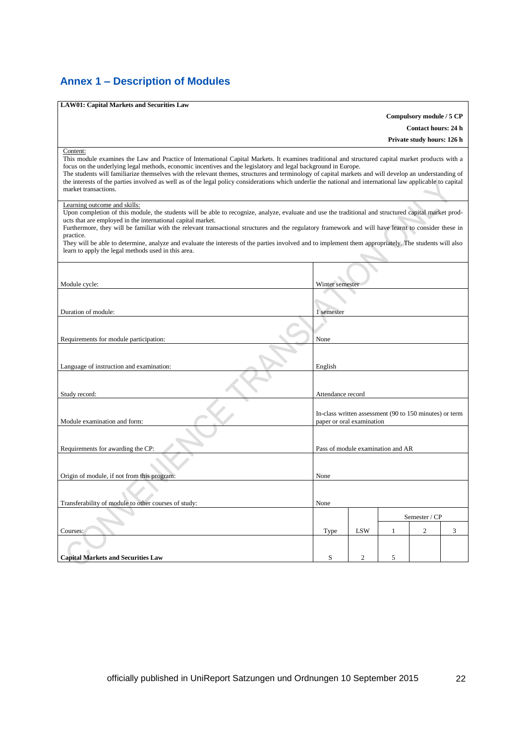## Annex 1 – Description of Modules

**LAW01: Capital Markets and Securities Law**

**Compulsory module / 5 CP**

**Contact hours: 24 h**

**Private study hours: 126 h**

Content:

This module examines the Law and Practice of International Capital Markets. It examines traditional and structured capital market products with a focus on the underlying legal methods, economic incentives and the legislatory and legal background in Europe.

The students will familiarize themselves with the relevant themes, structures and terminology of capital markets and will develop an understanding of the interests of the parties involved as well as of the legal policy considerations which underlie the national and international law applicable to capital market transactions.

Learning outcome and skills:

Upon completion of this module, the students will be able to recognize, analyze, evaluate and use the traditional and structured capital market products that are employed in the international capital market.

Furthermore, they will be familiar with the relevant transactional structures and the regulatory framework and will have learnt to consider these in practice.

They will be able to determine, analyze and evaluate the interests of the parties involved and to implement them appropriately. The students will also learn to apply the legal methods used in this area.

| | | | | | |
|---|---|---|---|---|---|
| Module cycle: | Winter semester | | | | |
| Duration of module: | 1 semester | | | | |
| Requirements for module participation: | None | | | | |
| Language of instruction and examination: | English | | | | |
| Study record: | Attendance record | | | | |
| Module examination and form: | In-class written assessment (90 to 150 minutes) or term paper or oral examination | | | | |
| Requirements for awarding the CP: | Pass of module examination and AR | | | | |
| Origin of module, if not from this program: | None | | | | |
| Transferability of module to other courses of study: | None | | | | |
| | | | Semester / CP | | |
| Courses: | Type | LSW | 1 | 2 | 3 |
| **Capital Markets and Securities Law** | S | 2 | 5 | | |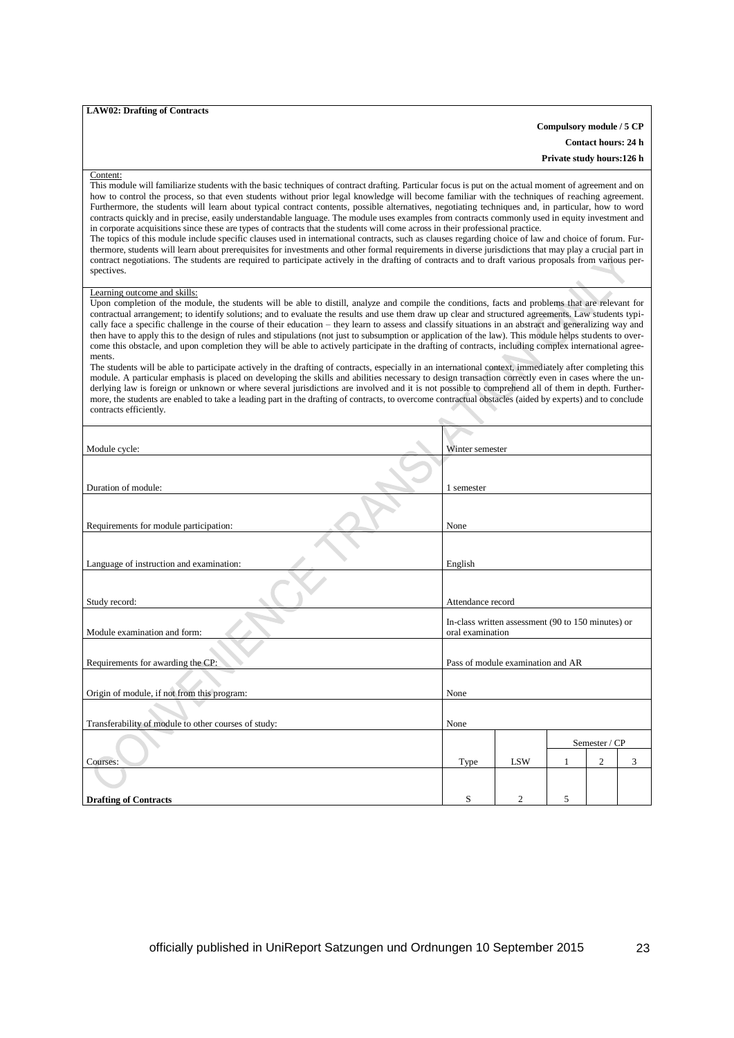**LAW02: Drafting of Contracts**

**Compulsory module / 5 CP**

**Contact hours: 24 h**

**Private study hours:126 h**

Content:

This module will familiarize students with the basic techniques of contract drafting. Particular focus is put on the actual moment of agreement and on how to control the process, so that even students without prior legal knowledge will become familiar with the techniques of reaching agreement. Furthermore, the students will learn about typical contract contents, possible alternatives, negotiating techniques and, in particular, how to word contracts quickly and in precise, easily understandable language. The module uses examples from contracts commonly used in equity investment and in corporate acquisitions since these are types of contracts that the students will come across in their professional practice.

The topics of this module include specific clauses used in international contracts, such as clauses regarding choice of law and choice of forum. Furthermore, students will learn about prerequisites for investments and other formal requirements in diverse jurisdictions that may play a crucial part in contract negotiations. The students are required to participate actively in the drafting of contracts and to draft various proposals from various perspectives.

Learning outcome and skills:

Upon completion of the module, the students will be able to distill, analyze and compile the conditions, facts and problems that are relevant for contractual arrangement; to identify solutions; and to evaluate the results and use them draw up clear and structured agreements. Law students typically face a specific challenge in the course of their education – they learn to assess and classify situations in an abstract and generalizing way and then have to apply this to the design of rules and stipulations (not just to subsumption or application of the law). This module helps students to overcome this obstacle, and upon completion they will be able to actively participate in the drafting of contracts, including complex international agreements.

The students will be able to participate actively in the drafting of contracts, especially in an international context, immediately after completing this module. A particular emphasis is placed on developing the skills and abilities necessary to design transaction correctly even in cases where the underlying law is foreign or unknown or where several jurisdictions are involved and it is not possible to comprehend all of them in depth. Furthermore, the students are enabled to take a leading part in the drafting of contracts, to overcome contractual obstacles (aided by experts) and to conclude contracts efficiently.

| | |
|---|---|
| Module cycle: | Winter semester |
| Duration of module: | 1 semester |
| Requirements for module participation: | None |
| Language of instruction and examination: | English |
| Study record: | Attendance record |
| Module examination and form: | In-class written assessment (90 to 150 minutes) or oral examination |
| Requirements for awarding the CP: | Pass of module examination and AR |
| Origin of module, if not from this program: | None |
| Transferability of module to other courses of study: | None |

| | | | Semester / CP | | |
|---|---|---|---|---|---|
| Courses: | Type | LSW | 1 | 2 | 3 |
| **Drafting of Contracts** | S | 2 | 5 | | |

officially published in UniReport Satzungen und Ordnungen 10 September 2015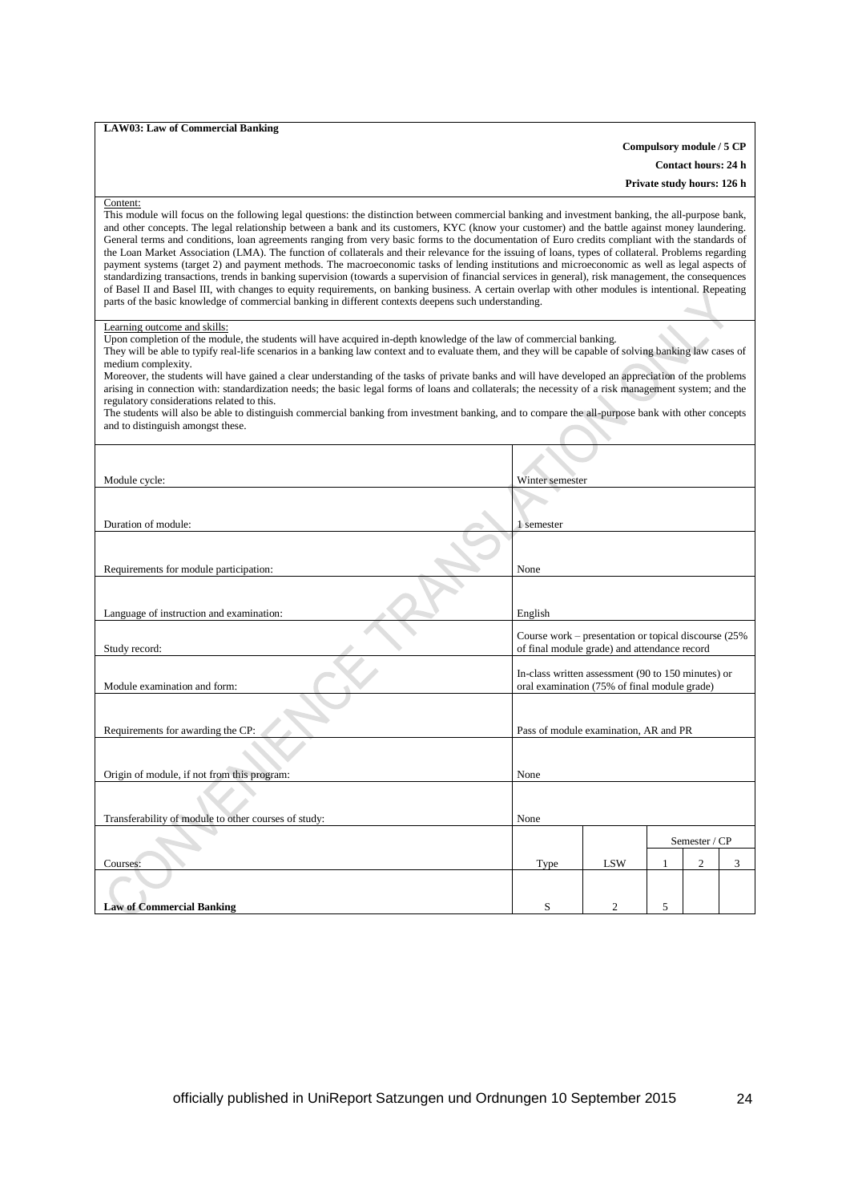**LAW03: Law of Commercial Banking**

**Compulsory module / 5 CP**

**Contact hours: 24 h**

**Private study hours: 126 h**

Content:

This module will focus on the following legal questions: the distinction between commercial banking and investment banking, the all-purpose bank, and other concepts. The legal relationship between a bank and its customers, KYC (know your customer) and the battle against money laundering. General terms and conditions, loan agreements ranging from very basic forms to the documentation of Euro credits compliant with the standards of the Loan Market Association (LMA). The function of collaterals and their relevance for the issuing of loans, types of collateral. Problems regarding payment systems (target 2) and payment methods. The macroeconomic tasks of lending institutions and microeconomic as well as legal aspects of standardizing transactions, trends in banking supervision (towards a supervision of financial services in general), risk management, the consequences of Basel II and Basel III, with changes to equity requirements, on banking business. A certain overlap with other modules is intentional. Repeating parts of the basic knowledge of commercial banking in different contexts deepens such understanding.

Learning outcome and skills:

Upon completion of the module, the students will have acquired in-depth knowledge of the law of commercial banking.
They will be able to typify real-life scenarios in a banking law context and to evaluate them, and they will be capable of solving banking law cases of medium complexity.
Moreover, the students will have gained a clear understanding of the tasks of private banks and will have developed an appreciation of the problems arising in connection with: standardization needs; the basic legal forms of loans and collaterals; the necessity of a risk management system; and the regulatory considerations related to this.
The students will also be able to distinguish commercial banking from investment banking, and to compare the all-purpose bank with other concepts and to distinguish amongst these.

| | |
|---|---|
| Module cycle: | Winter semester |
| Duration of module: | 1 semester |
| Requirements for module participation: | None |
| Language of instruction and examination: | English |
| Study record: | Course work – presentation or topical discourse (25% of final module grade) and attendance record |
| Module examination and form: | In-class written assessment (90 to 150 minutes) or oral examination (75% of final module grade) |
| Requirements for awarding the CP: | Pass of module examination, AR and PR |
| Origin of module, if not from this program: | None |
| Transferability of module to other courses of study: | None |

| Courses: | Type | LSW | Semester / CP 1 | 2 | 3 |
|---|---|---|---|---|---|
| **Law of Commercial Banking** | S | 2 | 5 | | |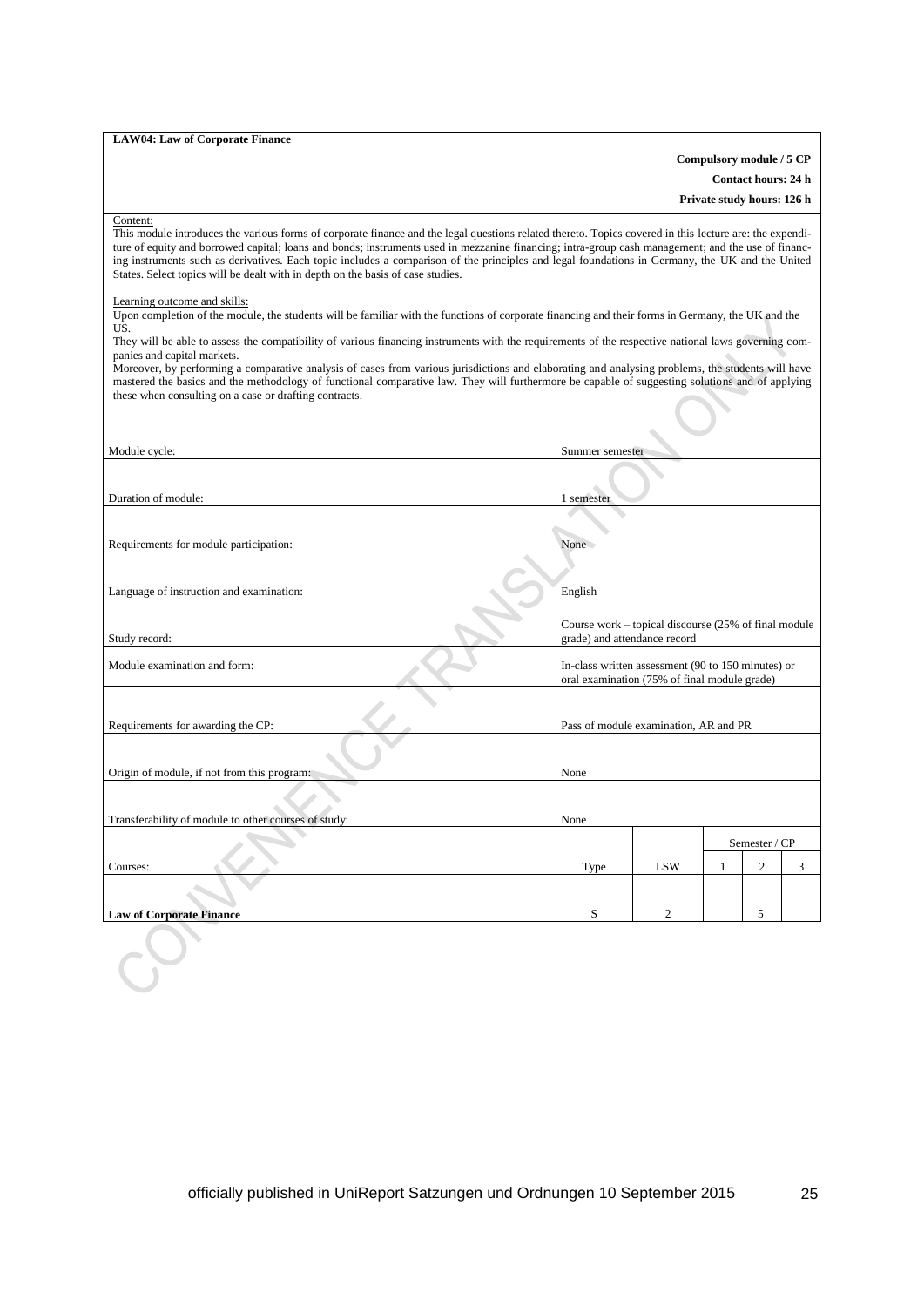**LAW04: Law of Corporate Finance**

**Compulsory module / 5 CP**

**Contact hours: 24 h**

**Private study hours: 126 h**

Content:

This module introduces the various forms of corporate finance and the legal questions related thereto. Topics covered in this lecture are: the expenditure of equity and borrowed capital; loans and bonds; instruments used in mezzanine financing; intra-group cash management; and the use of financing instruments such as derivatives. Each topic includes a comparison of the principles and legal foundations in Germany, the UK and the United States. Select topics will be dealt with in depth on the basis of case studies.

Learning outcome and skills:

Upon completion of the module, the students will be familiar with the functions of corporate financing and their forms in Germany, the UK and the US.

They will be able to assess the compatibility of various financing instruments with the requirements of the respective national laws governing companies and capital markets.

Moreover, by performing a comparative analysis of cases from various jurisdictions and elaborating and analysing problems, the students will have mastered the basics and the methodology of functional comparative law. They will furthermore be capable of suggesting solutions and of applying these when consulting on a case or drafting contracts.

| | |
|---|---|
| Module cycle: | Summer semester |
| Duration of module: | 1 semester |
| Requirements for module participation: | None |
| Language of instruction and examination: | English |
| Study record: | Course work – topical discourse (25% of final module grade) and attendance record |
| Module examination and form: | In-class written assessment (90 to 150 minutes) or oral examination (75% of final module grade) |
| Requirements for awarding the CP: | Pass of module examination, AR and PR |
| Origin of module, if not from this program: | None |
| Transferability of module to other courses of study: | None |

| | | | Semester / CP | | |
|---|---|---|---|---|---|
| Courses: | Type | LSW | 1 | 2 | 3 |
| **Law of Corporate Finance** | S | 2 | | 5 | |

officially published in UniReport Satzungen und Ordnungen 10 September 2015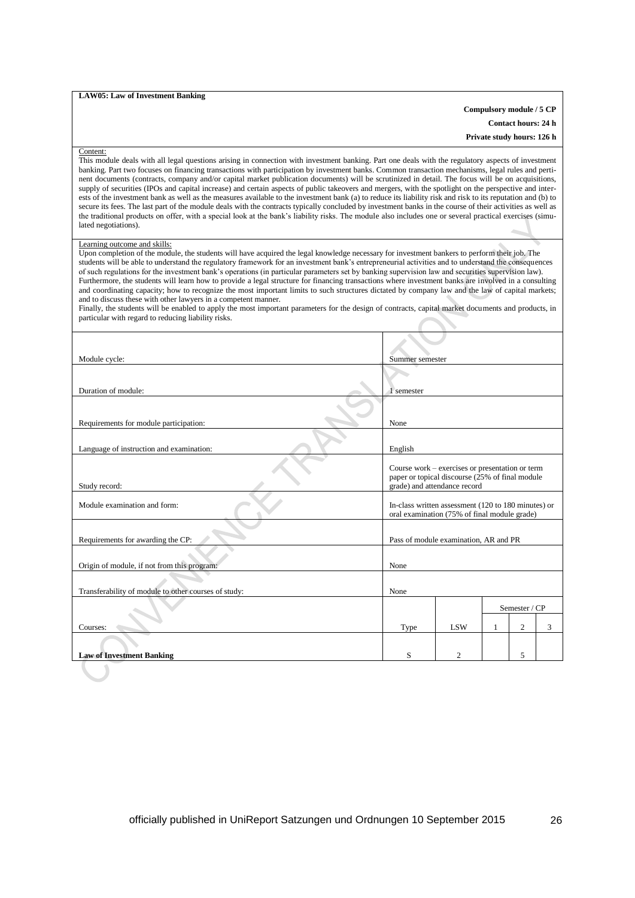**LAW05: Law of Investment Banking**

**Compulsory module / 5 CP**

**Contact hours: 24 h**

**Private study hours: 126 h**

Content:

This module deals with all legal questions arising in connection with investment banking. Part one deals with the regulatory aspects of investment banking. Part two focuses on financing transactions with participation by investment banks. Common transaction mechanisms, legal rules and pertinent documents (contracts, company and/or capital market publication documents) will be scrutinized in detail. The focus will be on acquisitions, supply of securities (IPOs and capital increase) and certain aspects of public takeovers and mergers, with the spotlight on the perspective and interests of the investment bank as well as the measures available to the investment bank (a) to reduce its liability risk and risk to its reputation and (b) to secure its fees. The last part of the module deals with the contracts typically concluded by investment banks in the course of their activities as well as the traditional products on offer, with a special look at the bank's liability risks. The module also includes one or several practical exercises (simulated negotiations).

Learning outcome and skills:

Upon completion of the module, the students will have acquired the legal knowledge necessary for investment bankers to perform their job. The students will be able to understand the regulatory framework for an investment bank's entrepreneurial activities and to understand the consequences of such regulations for the investment bank's operations (in particular parameters set by banking supervision law and securities supervision law). Furthermore, the students will learn how to provide a legal structure for financing transactions where investment banks are involved in a consulting and coordinating capacity; how to recognize the most important limits to such structures dictated by company law and the law of capital markets; and to discuss these with other lawyers in a competent manner.
Finally, the students will be enabled to apply the most important parameters for the design of contracts, capital market documents and products, in particular with regard to reducing liability risks.

| | | | | | |
|---|---|---|---|---|---|
| Module cycle: | Summer semester | | | | |
| Duration of module: | 1 semester | | | | |
| Requirements for module participation: | None | | | | |
| Language of instruction and examination: | English | | | | |
| Study record: | Course work – exercises or presentation or term paper or topical discourse (25% of final module grade) and attendance record | | | | |
| Module examination and form: | In-class written assessment (120 to 180 minutes) or oral examination (75% of final module grade) | | | | |
| Requirements for awarding the CP: | Pass of module examination, AR and PR | | | | |
| Origin of module, if not from this program: | None | | | | |
| Transferability of module to other courses of study: | None | | | | |
| | | | Semester / CP | | |
| Courses: | Type | LSW | 1 | 2 | 3 |
| **Law of Investment Banking** | S | 2 | | 5 | |

officially published in UniReport Satzungen und Ordnungen 10 September 2015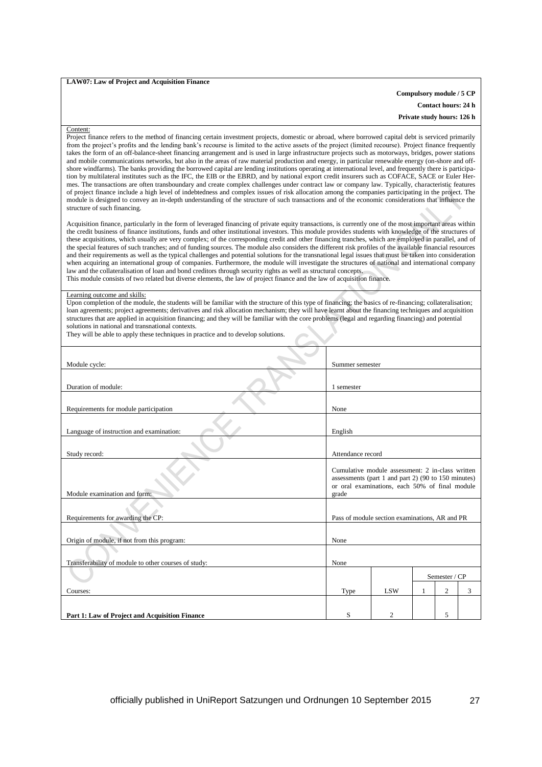**LAW07: Law of Project and Acquisition Finance**

**Compulsory module / 5 CP**

**Contact hours: 24 h**

**Private study hours: 126 h**

Content:

Project finance refers to the method of financing certain investment projects, domestic or abroad, where borrowed capital debt is serviced primarily from the project's profits and the lending bank's recourse is limited to the active assets of the project (limited recourse). Project finance frequently takes the form of an off-balance-sheet financing arrangement and is used in large infrastructure projects such as motorways, bridges, power stations and mobile communications networks, but also in the areas of raw material production and energy, in particular renewable energy (on-shore and off-shore windfarms). The banks providing the borrowed capital are lending institutions operating at international level, and frequently there is participation by multilateral institutes such as the IFC, the EIB or the EBRD, and by national export credit insurers such as COFACE, SACE or Euler Hermes. The transactions are often transboundary and create complex challenges under contract law or company law. Typically, characteristic features of project finance include a high level of indebtedness and complex issues of risk allocation among the companies participating in the project. The module is designed to convey an in-depth understanding of the structure of such transactions and of the economic considerations that influence the structure of such financing.

Acquisition finance, particularly in the form of leveraged financing of private equity transactions, is currently one of the most important areas within the credit business of finance institutions, funds and other institutional investors. This module provides students with knowledge of the structures of these acquisitions, which usually are very complex; of the corresponding credit and other financing tranches, which are employed in parallel, and of the special features of such tranches; and of funding sources. The module also considers the different risk profiles of the available financial resources and their requirements as well as the typical challenges and potential solutions for the transnational legal issues that must be taken into consideration when acquiring an international group of companies. Furthermore, the module will investigate the structures of national and international company law and the collateralisation of loan and bond creditors through security rights as well as structural concepts.
This module consists of two related but diverse elements, the law of project finance and the law of acquisition finance.

Learning outcome and skills:

Upon completion of the module, the students will be familiar with the structure of this type of financing; the basics of re-financing; collateralisation; loan agreements; project agreements; derivatives and risk allocation mechanism; they will have learnt about the financing techniques and acquisition structures that are applied in acquisition financing; and they will be familiar with the core problems (legal and regarding financing) and potential solutions in national and transnational contexts.
They will be able to apply these techniques in practice and to develop solutions.

| | | | | | |
|---|---|---|---|---|---|
| Module cycle: | Summer semester | | | | |
| Duration of module: | 1 semester | | | | |
| Requirements for module participation | None | | | | |
| Language of instruction and examination: | English | | | | |
| Study record: | Attendance record | | | | |
| Module examination and form: | Cumulative module assessment: 2 in-class written assessments (part 1 and part 2) (90 to 150 minutes) or oral examinations, each 50% of final module grade | | | | |
| Requirements for awarding the CP: | Pass of module section examinations, AR and PR | | | | |
| Origin of module, if not from this program: | None | | | | |
| Transferability of module to other courses of study: | None | | | | |
| | | | Semester / CP | | |
| Courses: | Type | LSW | 1 | 2 | 3 |
| **Part 1: Law of Project and Acquisition Finance** | S | 2 | | 5 | |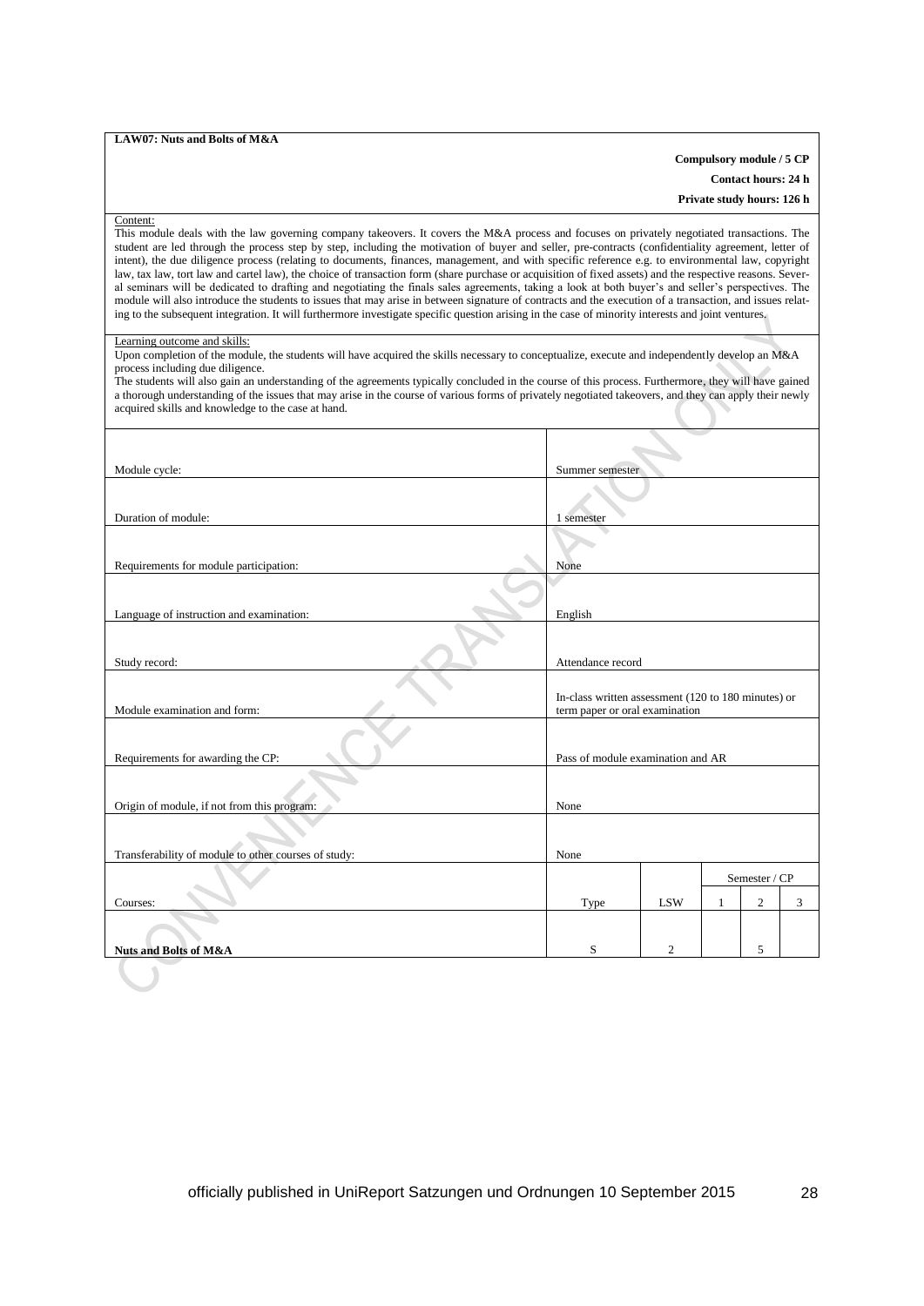**LAW07: Nuts and Bolts of M&A**

**Compulsory module / 5 CP**

**Contact hours: 24 h**

**Private study hours: 126 h**

Content:

This module deals with the law governing company takeovers. It covers the M&A process and focuses on privately negotiated transactions. The student are led through the process step by step, including the motivation of buyer and seller, pre-contracts (confidentiality agreement, letter of intent), the due diligence process (relating to documents, finances, management, and with specific reference e.g. to environmental law, copyright law, tax law, tort law and cartel law), the choice of transaction form (share purchase or acquisition of fixed assets) and the respective reasons. Several seminars will be dedicated to drafting and negotiating the finals sales agreements, taking a look at both buyer's and seller's perspectives. The module will also introduce the students to issues that may arise in between signature of contracts and the execution of a transaction, and issues relating to the subsequent integration. It will furthermore investigate specific question arising in the case of minority interests and joint ventures.

Learning outcome and skills:

Upon completion of the module, the students will have acquired the skills necessary to conceptualize, execute and independently develop an M&A process including due diligence.

The students will also gain an understanding of the agreements typically concluded in the course of this process. Furthermore, they will have gained a thorough understanding of the issues that may arise in the course of various forms of privately negotiated takeovers, and they can apply their newly acquired skills and knowledge to the case at hand.

| | |
|---|---|
| Module cycle: | Summer semester |
| Duration of module: | 1 semester |
| Requirements for module participation: | None |
| Language of instruction and examination: | English |
| Study record: | Attendance record |
| Module examination and form: | In-class written assessment (120 to 180 minutes) or term paper or oral examination |
| Requirements for awarding the CP: | Pass of module examination and AR |
| Origin of module, if not from this program: | None |
| Transferability of module to other courses of study: | None |

| Courses: | Type | LSW | Semester / CP 1 | 2 | 3 |
|---|---|---|---|---|---|
| **Nuts and Bolts of M&A** | S | 2 | | 5 | |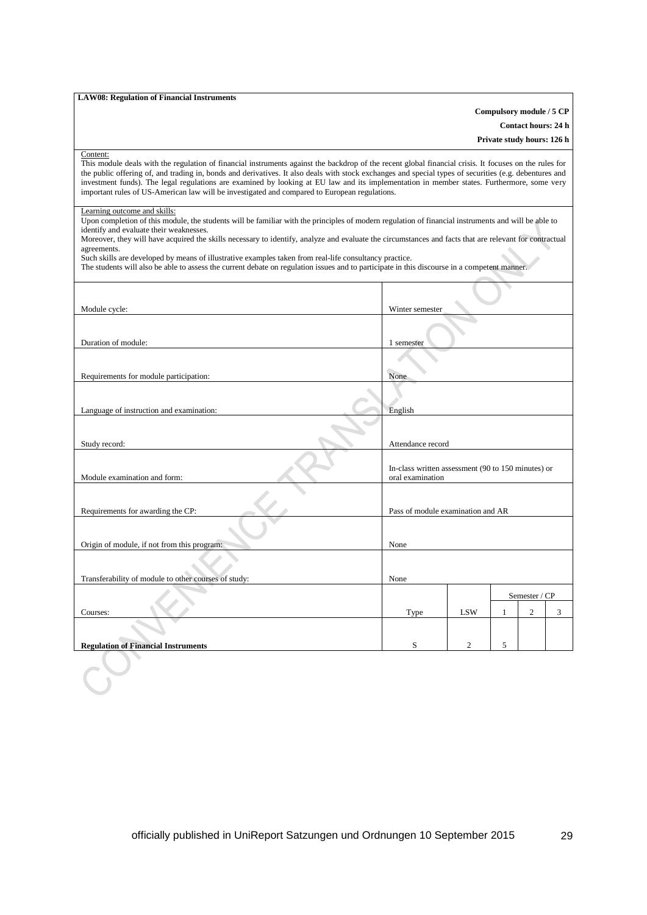**LAW08: Regulation of Financial Instruments**

**Compulsory module / 5 CP**

**Contact hours: 24 h**

**Private study hours: 126 h**

Content:

This module deals with the regulation of financial instruments against the backdrop of the recent global financial crisis. It focuses on the rules for the public offering of, and trading in, bonds and derivatives. It also deals with stock exchanges and special types of securities (e.g. debentures and investment funds). The legal regulations are examined by looking at EU law and its implementation in member states. Furthermore, some very important rules of US-American law will be investigated and compared to European regulations.

Learning outcome and skills:

Upon completion of this module, the students will be familiar with the principles of modern regulation of financial instruments and will be able to identify and evaluate their weaknesses.

Moreover, they will have acquired the skills necessary to identify, analyze and evaluate the circumstances and facts that are relevant for contractual agreements.

Such skills are developed by means of illustrative examples taken from real-life consultancy practice.

The students will also be able to assess the current debate on regulation issues and to participate in this discourse in a competent manner.

| | |
|---|---|
| Module cycle: | Winter semester |
| Duration of module: | 1 semester |
| Requirements for module participation: | None |
| Language of instruction and examination: | English |
| Study record: | Attendance record |
| Module examination and form: | In-class written assessment (90 to 150 minutes) or oral examination |
| Requirements for awarding the CP: | Pass of module examination and AR |
| Origin of module, if not from this program: | None |
| Transferability of module to other courses of study: | None |

| Courses: | Type | LSW | Semester / CP 1 | 2 | 3 |
|---|---|---|---|---|---|
| **Regulation of Financial Instruments** | S | 2 | 5 | | |

officially published in UniReport Satzungen und Ordnungen 10 September 2015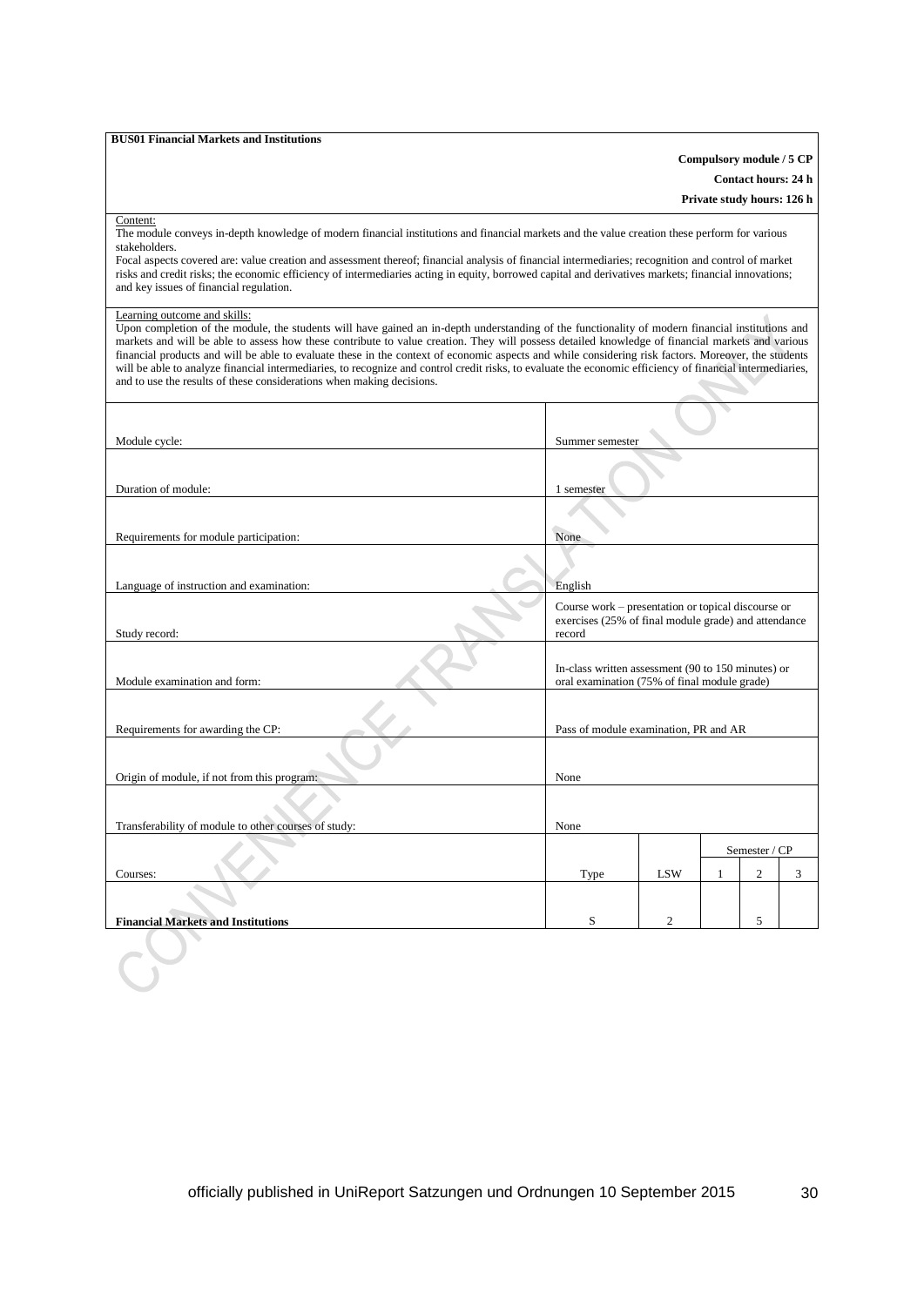**BUS01 Financial Markets and Institutions**

**Compulsory module / 5 CP**

**Contact hours: 24 h**

**Private study hours: 126 h**

Content:

The module conveys in-depth knowledge of modern financial institutions and financial markets and the value creation these perform for various stakeholders.

Focal aspects covered are: value creation and assessment thereof; financial analysis of financial intermediaries; recognition and control of market risks and credit risks; the economic efficiency of intermediaries acting in equity, borrowed capital and derivatives markets; financial innovations; and key issues of financial regulation.

Learning outcome and skills:

Upon completion of the module, the students will have gained an in-depth understanding of the functionality of modern financial institutions and markets and will be able to assess how these contribute to value creation. They will possess detailed knowledge of financial markets and various financial products and will be able to evaluate these in the context of economic aspects and while considering risk factors. Moreover, the students will be able to analyze financial intermediaries, to recognize and control credit risks, to evaluate the economic efficiency of financial intermediaries, and to use the results of these considerations when making decisions.

| | |
|---|---|
| Module cycle: | Summer semester |
| Duration of module: | 1 semester |
| Requirements for module participation: | None |
| Language of instruction and examination: | English |
| Study record: | Course work – presentation or topical discourse or exercises (25% of final module grade) and attendance record |
| Module examination and form: | In-class written assessment (90 to 150 minutes) or oral examination (75% of final module grade) |
| Requirements for awarding the CP: | Pass of module examination, PR and AR |
| Origin of module, if not from this program: | None |
| Transferability of module to other courses of study: | None |

| | | | Semester / CP | | |
|---|---|---|---|---|---|
| Courses: | Type | LSW | 1 | 2 | 3 |
| **Financial Markets and Institutions** | S | 2 | | 5 | |

officially published in UniReport Satzungen und Ordnungen 10 September 2015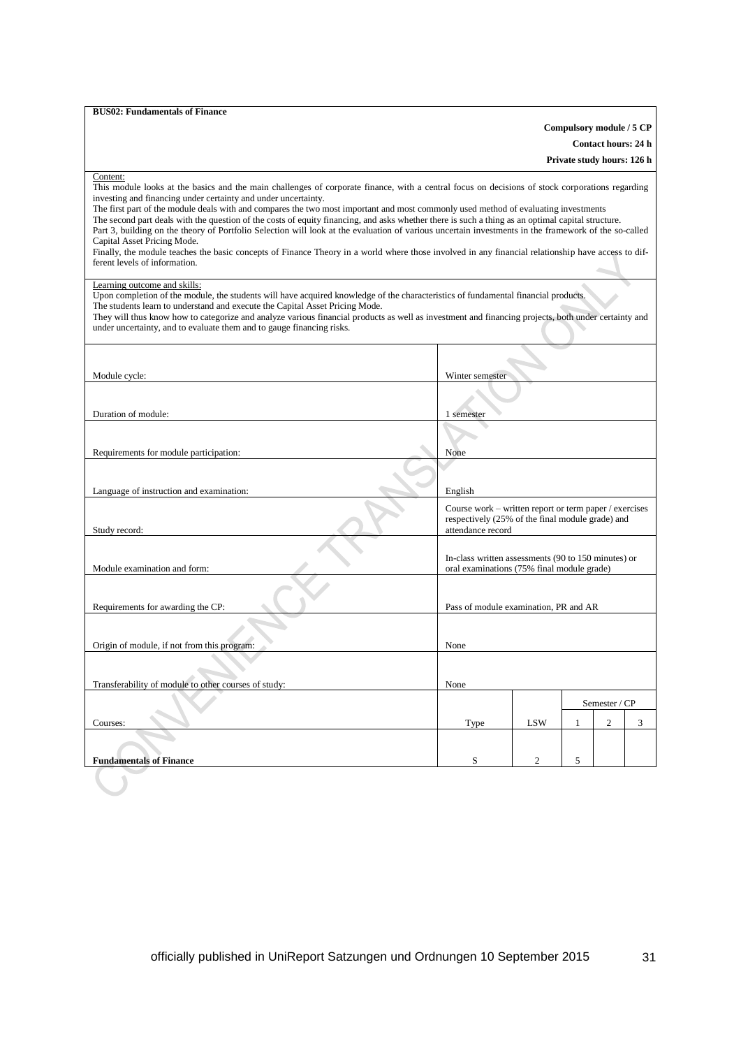**BUS02: Fundamentals of Finance**

**Compulsory module / 5 CP**

**Contact hours: 24 h**

**Private study hours: 126 h**

Content:

This module looks at the basics and the main challenges of corporate finance, with a central focus on decisions of stock corporations regarding investing and financing under certainty and under uncertainty.

The first part of the module deals with and compares the two most important and most commonly used method of evaluating investments

The second part deals with the question of the costs of equity financing, and asks whether there is such a thing as an optimal capital structure.

Part 3, building on the theory of Portfolio Selection will look at the evaluation of various uncertain investments in the framework of the so-called Capital Asset Pricing Mode.

Finally, the module teaches the basic concepts of Finance Theory in a world where those involved in any financial relationship have access to different levels of information.

Learning outcome and skills:

Upon completion of the module, the students will have acquired knowledge of the characteristics of fundamental financial products.

The students learn to understand and execute the Capital Asset Pricing Mode.

They will thus know how to categorize and analyze various financial products as well as investment and financing projects, both under certainty and under uncertainty, and to evaluate them and to gauge financing risks.

| | |
|---|---|
| Module cycle: | Winter semester |
| Duration of module: | 1 semester |
| Requirements for module participation: | None |
| Language of instruction and examination: | English |
| Study record: | Course work – written report or term paper / exercises respectively (25% of the final module grade) and attendance record |
| Module examination and form: | In-class written assessments (90 to 150 minutes) or oral examinations (75% final module grade) |
| Requirements for awarding the CP: | Pass of module examination, PR and AR |
| Origin of module, if not from this program: | None |
| Transferability of module to other courses of study: | None |

| | | | Semester / CP | | |
|---|---|---|---|---|---|
| Courses: | Type | LSW | 1 | 2 | 3 |
| **Fundamentals of Finance** | S | 2 | 5 | | |

officially published in UniReport Satzungen und Ordnungen 10 September 2015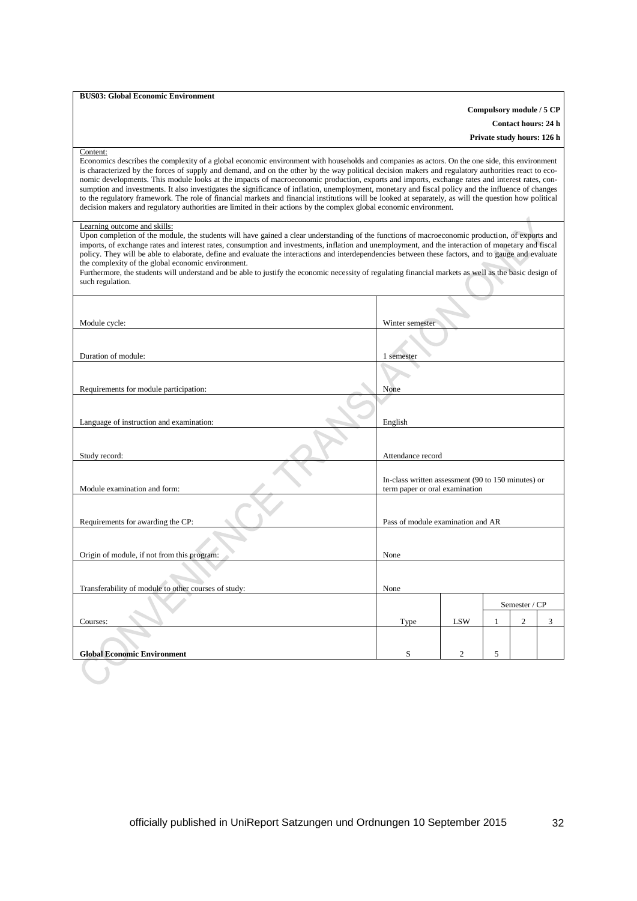**BUS03: Global Economic Environment**

**Compulsory module / 5 CP**

**Contact hours: 24 h**

**Private study hours: 126 h**

Content:

Economics describes the complexity of a global economic environment with households and companies as actors. On the one side, this environment is characterized by the forces of supply and demand, and on the other by the way political decision makers and regulatory authorities react to economic developments. This module looks at the impacts of macroeconomic production, exports and imports, exchange rates and interest rates, consumption and investments. It also investigates the significance of inflation, unemployment, monetary and fiscal policy and the influence of changes to the regulatory framework. The role of financial markets and financial institutions will be looked at separately, as will the question how political decision makers and regulatory authorities are limited in their actions by the complex global economic environment.

Learning outcome and skills:

Upon completion of the module, the students will have gained a clear understanding of the functions of macroeconomic production, of exports and imports, of exchange rates and interest rates, consumption and investments, inflation and unemployment, and the interaction of monetary and fiscal policy. They will be able to elaborate, define and evaluate the interactions and interdependencies between these factors, and to gauge and evaluate the complexity of the global economic environment.

Furthermore, the students will understand and be able to justify the economic necessity of regulating financial markets as well as the basic design of such regulation.

| | | | | | |
|---|---|---|---|---|---|
| Module cycle: | Winter semester | | | | |
| Duration of module: | 1 semester | | | | |
| Requirements for module participation: | None | | | | |
| Language of instruction and examination: | English | | | | |
| Study record: | Attendance record | | | | |
| Module examination and form: | In-class written assessment (90 to 150 minutes) or term paper or oral examination | | | | |
| Requirements for awarding the CP: | Pass of module examination and AR | | | | |
| Origin of module, if not from this program: | None | | | | |
| Transferability of module to other courses of study: | None | | | | |
| | | | Semester / CP | | |
| Courses: | Type | LSW | 1 | 2 | 3 |
| **Global Economic Environment** | S | 2 | 5 | | |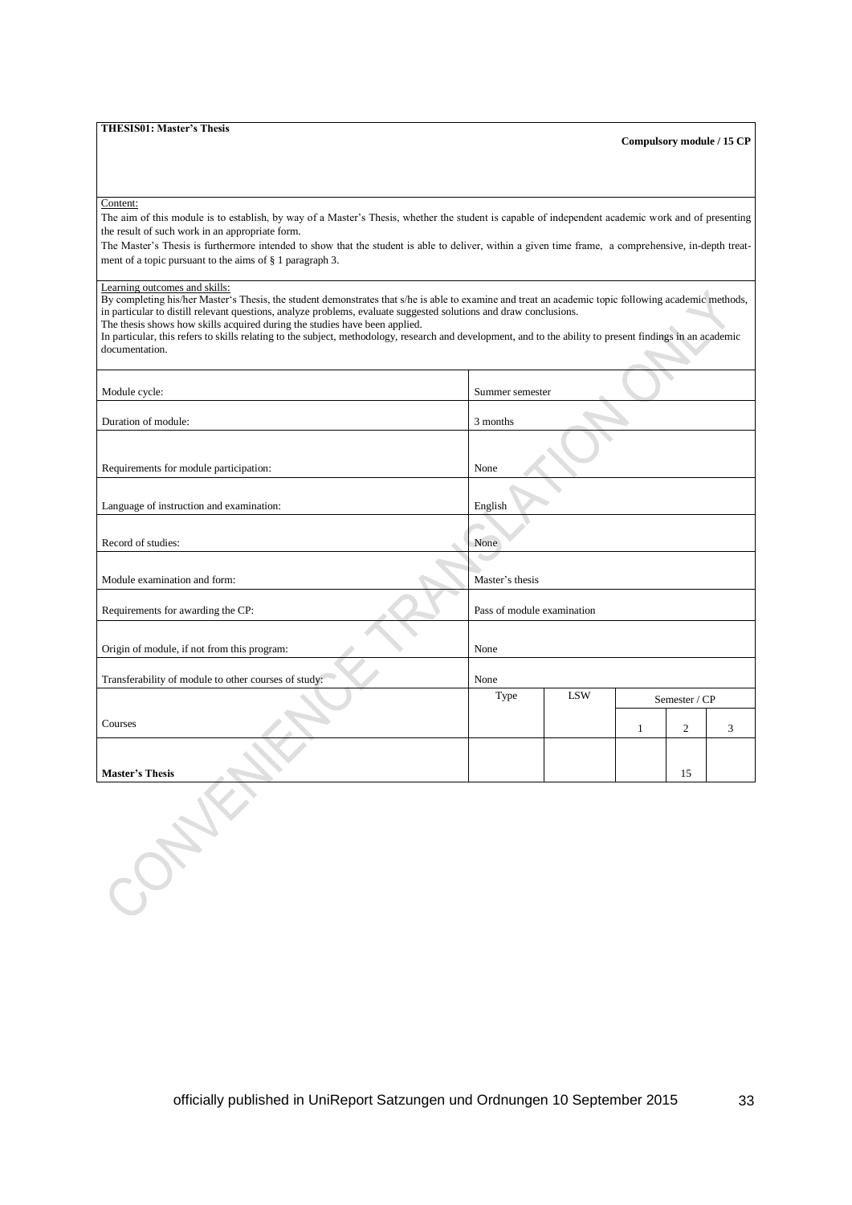**THESIS01: Master's Thesis**

**Compulsory module / 15 CP**

Content:

The aim of this module is to establish, by way of a Master's Thesis, whether the student is capable of independent academic work and of presenting the result of such work in an appropriate form.

The Master's Thesis is furthermore intended to show that the student is able to deliver, within a given time frame, a comprehensive, in-depth treatment of a topic pursuant to the aims of § 1 paragraph 3.

Learning outcomes and skills:

By completing his/her Master's Thesis, the student demonstrates that s/he is able to examine and treat an academic topic following academic methods, in particular to distill relevant questions, analyze problems, evaluate suggested solutions and draw conclusions.

The thesis shows how skills acquired during the studies have been applied.

In particular, this refers to skills relating to the subject, methodology, research and development, and to the ability to present findings in an academic documentation.

| | | | | | |
|---|---|---|---|---|---|
| Module cycle: | Summer semester | | | | |
| Duration of module: | 3 months | | | | |
| Requirements for module participation: | None | | | | |
| Language of instruction and examination: | English | | | | |
| Record of studies: | None | | | | |
| Module examination and form: | Master's thesis | | | | |
| Requirements for awarding the CP: | Pass of module examination | | | | |
| Origin of module, if not from this program: | None | | | | |
| Transferability of module to other courses of study: | None | | | | |
| | Type | LSW | Semester / CP | | |
| Courses | | | 1 | 2 | 3 |
| **Master's Thesis** | | | | 15 | |

officially published in UniReport Satzungen und Ordnungen 10 September 2015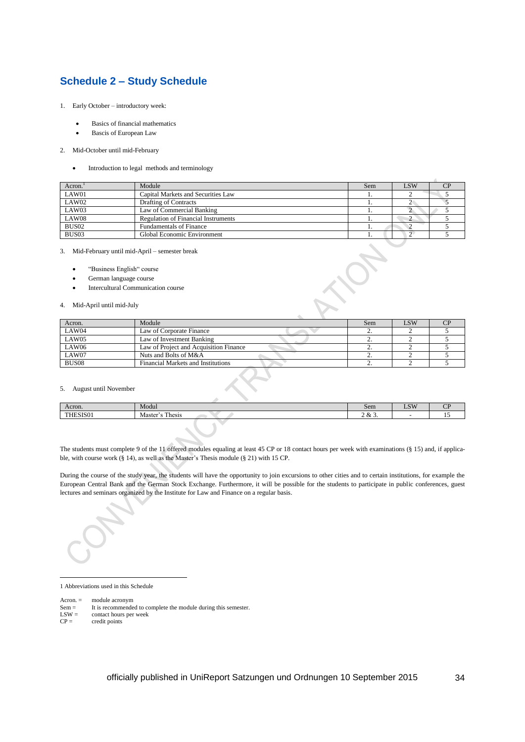## Schedule 2 – Study Schedule

1. Early October – introductory week:

   - Basics of financial mathematics
   - Bascis of European Law

2. Mid-October until mid-February

   - Introduction to legal methods and terminology

| Acron.[1] | Module | Sem | LSW | CP |
|---|---|---|---|---|
| LAW01 | Capital Markets and Securities Law | 1. | 2 | 5 |
| LAW02 | Drafting of Contracts | 1. | 2 | 5 |
| LAW03 | Law of Commercial Banking | 1. | 2 | 5 |
| LAW08 | Regulation of Financial Instruments | 1. | 2 | 5 |
| BUS02 | Fundamentals of Finance | 1. | 2 | 5 |
| BUS03 | Global Economic Environment | 1. | 2 | 5 |

3. Mid-February until mid-April – semester break

   - "Business English" course
   - German language course
   - Intercultural Communication course

4. Mid-April until mid-July

| Acron. | Module | Sem | LSW | CP |
|---|---|---|---|---|
| LAW04 | Law of Corporate Finance | 2. | 2 | 5 |
| LAW05 | Law of Investment Banking | 2. | 2 | 5 |
| LAW06 | Law of Project and Acquisition Finance | 2. | 2 | 5 |
| LAW07 | Nuts and Bolts of M&A | 2. | 2 | 5 |
| BUS08 | Financial Markets and Institutions | 2. | 2 | 5 |

5. August until November

| Acron. | Modul | Sem | LSW | CP |
|---|---|---|---|---|
| THESIS01 | Master's Thesis | 2 & 3. | - | 15 |

The students must complete 9 of the 11 offered modules equaling at least 45 CP or 18 contact hours per week with examinations (§ 15) and, if applicable, with course work (§ 14), as well as the Master's Thesis module (§ 21) with 15 CP.

During the course of the study year, the students will have the opportunity to join excursions to other cities and to certain institutions, for example the European Central Bank and the German Stock Exchange. Furthermore, it will be possible for the students to participate in public conferences, guest lectures and seminars organized by the Institute for Law and Finance on a regular basis.

---

1 Abbreviations used in this Schedule

Acron. = module acronym
Sem = It is recommended to complete the module during this semester.
LSW = contact hours per week
CP = credit points

officially published in UniReport Satzungen und Ordnungen 10 September 2015